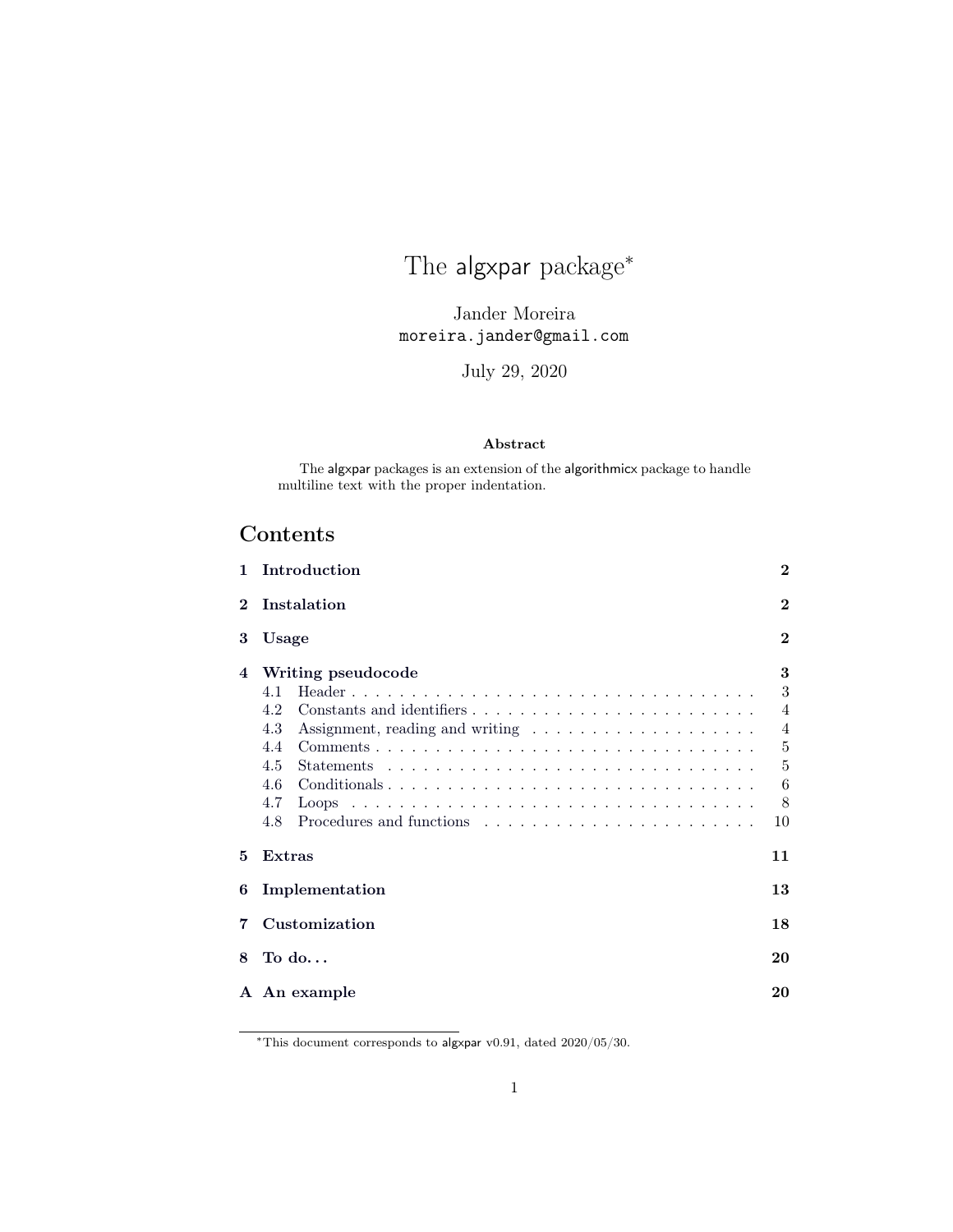# The algxpar package[*]

Jander Moreira
moreira.jander@gmail.com

July 29, 2020

**Abstract**

The algxpar packages is an extension of the algorithmicx package to handle multiline text with the proper indentation.

## Contents

| | | |
|---|---|---|
| **1** | **Introduction** | **2** |
| **2** | **Instalation** | **2** |
| **3** | **Usage** | **2** |
| **4** | **Writing pseudocode** | **3** |
| 4.1 | Header | 3 |
| 4.2 | Constants and identifiers | 4 |
| 4.3 | Assignment, reading and writing | 4 |
| 4.4 | Comments | 5 |
| 4.5 | Statements | 5 |
| 4.6 | Conditionals | 6 |
| 4.7 | Loops | 8 |
| 4.8 | Procedures and functions | 10 |
| **5** | **Extras** | **11** |
| **6** | **Implementation** | **13** |
| **7** | **Customization** | **18** |
| **8** | **To do...** | **20** |
| **A** | **An example** | **20** |

[*] This document corresponds to algxpar v0.91, dated 2020/05/30.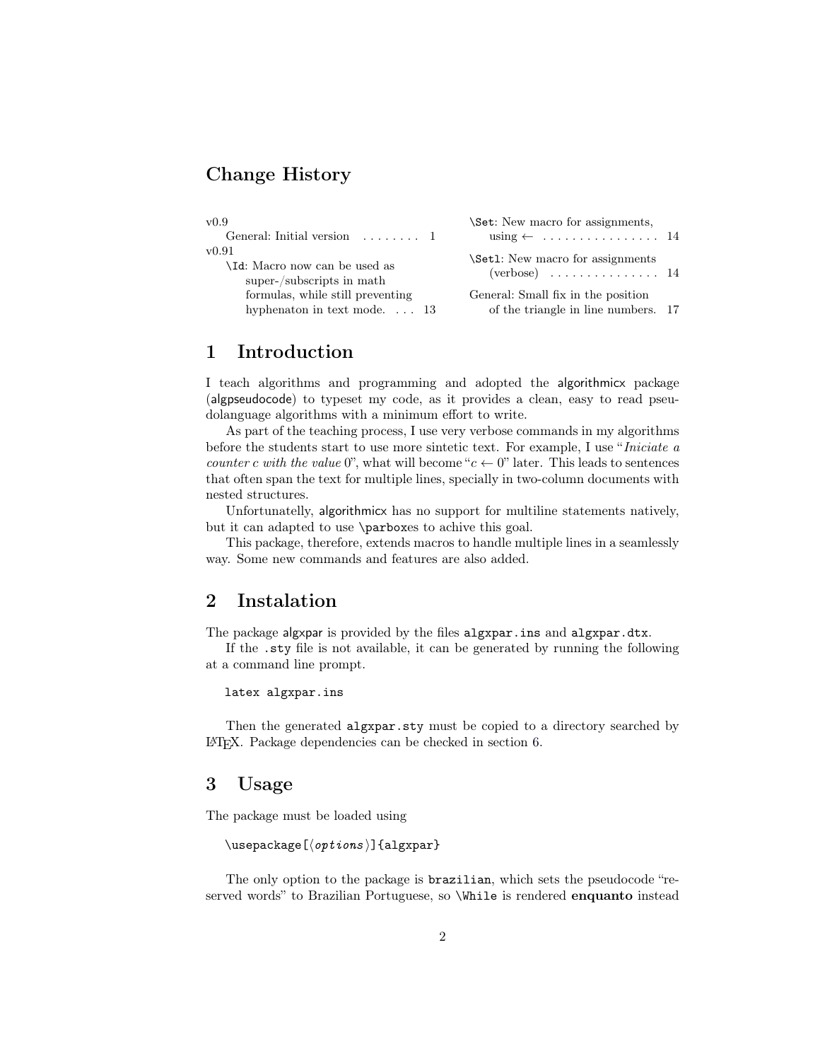## Change History

v0.9
General: Initial version . . . . . . . . 1

v0.91
`\Id`: Macro now can be used as super-/subscripts in math formulas, while still preventing hyphenaton in text mode. . . . 13

`\Set`: New macro for assignments, using $\leftarrow$ . . . . . . . . . . . . . . . . 14

`\Setl`: New macro for assignments (verbose) . . . . . . . . . . . . . . . 14

General: Small fix in the position of the triangle in line numbers. 17

# 1 Introduction

I teach algorithms and programming and adopted the algorithmicx package (algpseudocode) to typeset my code, as it provides a clean, easy to read pseudolanguage algorithms with a minimum effort to write.

As part of the teaching process, I use very verbose commands in my algorithms before the students start to use more sintetic text. For example, I use "*Iniciate a counter c with the value* 0", what will become "$c \leftarrow 0$" later. This leads to sentences that often span the text for multiple lines, specially in two-column documents with nested structures.

Unfortunatelly, algorithmicx has no support for multiline statements natively, but it can adapted to use `\parbox`es to achive this goal.

This package, therefore, extends macros to handle multiple lines in a seamlessly way. Some new commands and features are also added.

# 2 Instalation

The package algxpar is provided by the files `algxpar.ins` and `algxpar.dtx`.

If the `.sty` file is not available, it can be generated by running the following at a command line prompt.

```
latex algxpar.ins
```

Then the generated `algxpar.sty` must be copied to a directory searched by LaTeX. Package dependencies can be checked in section 6.

# 3 Usage

The package must be loaded using

```
\usepackage[⟨options⟩]{algxpar}
```

The only option to the package is `brazilian`, which sets the pseudocode "reserved words" to Brazilian Portuguese, so `\While` is rendered **enquanto** instead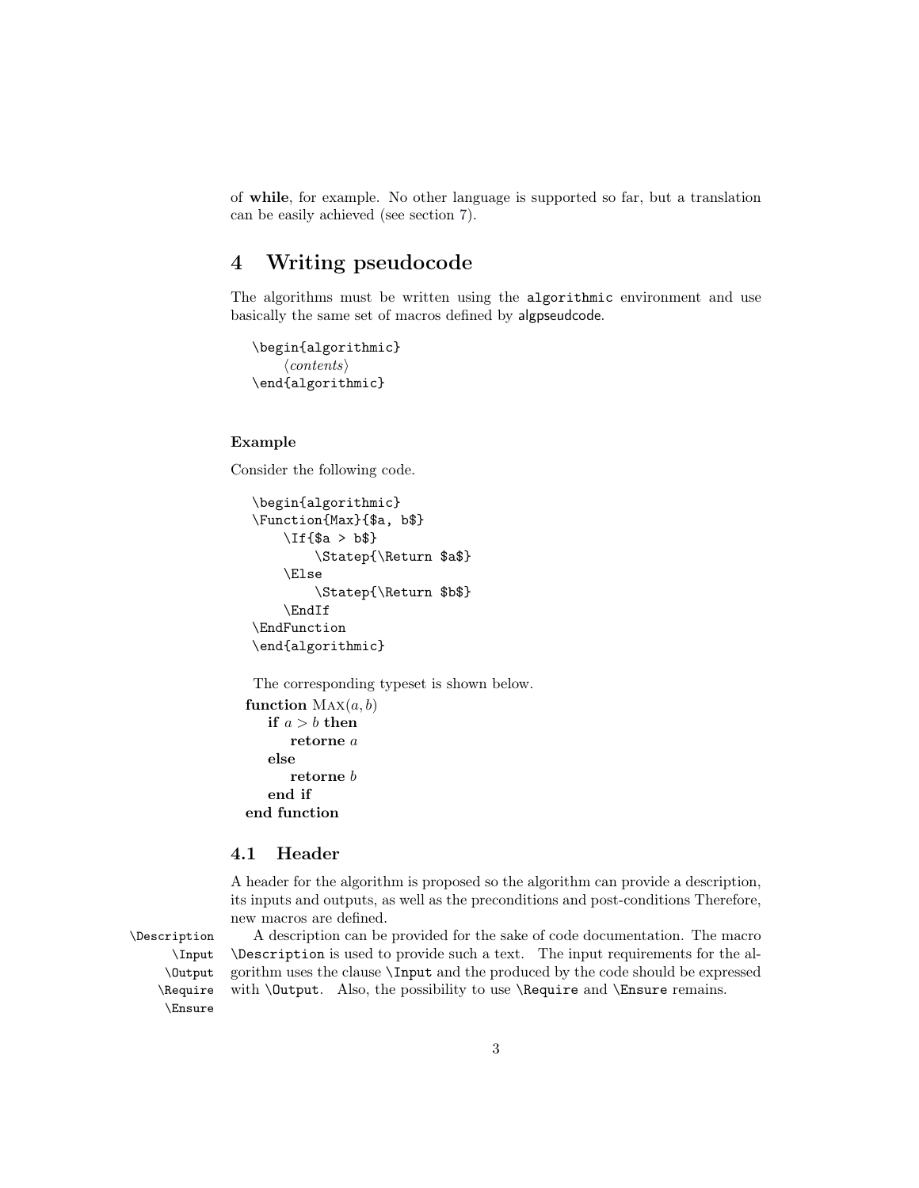of **while**, for example. No other language is supported so far, but a translation can be easily achieved (see section 7).

# 4 Writing pseudocode

The algorithms must be written using the `algorithmic` environment and use basically the same set of macros defined by algpseudcode.

```
\begin{algorithmic}
    ⟨contents⟩
\end{algorithmic}
```

### Example

Consider the following code.

```
\begin{algorithmic}
\Function{Max}{$a, b$}
    \If{$a > b$}
        \Statep{\Return $a$}
    \Else
        \Statep{\Return $b$}
    \EndIf
\EndFunction
\end{algorithmic}
```

The corresponding typeset is shown below.

**function** MAX($a, b$)
&nbsp;&nbsp;&nbsp;&nbsp;**if** $a > b$ **then**
&nbsp;&nbsp;&nbsp;&nbsp;&nbsp;&nbsp;&nbsp;&nbsp;**retorne** $a$
&nbsp;&nbsp;&nbsp;&nbsp;**else**
&nbsp;&nbsp;&nbsp;&nbsp;&nbsp;&nbsp;&nbsp;&nbsp;**retorne** $b$
&nbsp;&nbsp;&nbsp;&nbsp;**end if**
**end function**

## 4.1 Header

A header for the algorithm is proposed so the algorithm can provide a description, its inputs and outputs, as well as the preconditions and post-conditions Therefore, new macros are defined.

`\Description` `\Input` `\Output` `\Require` `\Ensure`

A description can be provided for the sake of code documentation. The macro `\Description` is used to provide such a text. The input requirements for the algorithm uses the clause `\Input` and the produced by the code should be expressed with `\Output`. Also, the possibility to use `\Require` and `\Ensure` remains.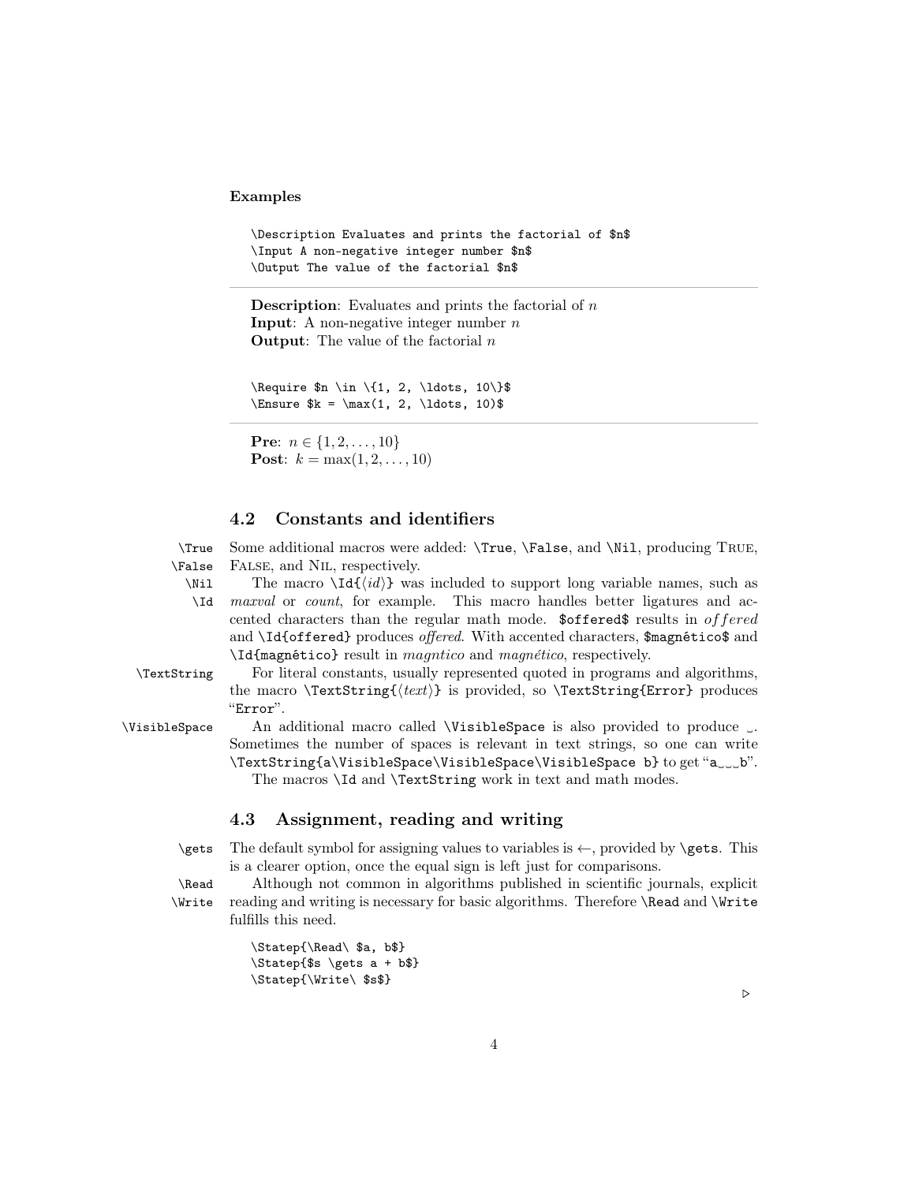**Examples**

```
\Description Evaluates and prints the factorial of $n$
\Input A non-negative integer number $n$
\Output The value of the factorial $n$
```

---

**Description**: Evaluates and prints the factorial of $n$
**Input**: A non-negative integer number $n$
**Output**: The value of the factorial $n$

```
\Require $n \in \{1, 2, \ldots, 10\}$
\Ensure $k = \max(1, 2, \ldots, 10)$
```

---

**Pre**: $n \in \{1, 2, \ldots, 10\}$
**Post**: $k = \max(1, 2, \ldots, 10)$

## 4.2 Constants and identifiers

`\True` `\False` `\Nil` `\Id`

Some additional macros were added: `\True`, `\False`, and `\Nil`, producing TRUE, FALSE, and NIL, respectively.

The macro `\Id{⟨id⟩}` was included to support long variable names, such as *maxval* or *count*, for example. This macro handles better ligatures and accented characters than the regular math mode. `$offered$` results in $offered$ and `\Id{offered}` produces *offered*. With accented characters, `$magnético$` and `\Id{magnético}` result in *magntico* and *magnético*, respectively.

`\TextString`

For literal constants, usually represented quoted in programs and algorithms, the macro `\TextString{⟨text⟩}` is provided, so `\TextString{Error}` produces "`Error`".

`\VisibleSpace`

An additional macro called `\VisibleSpace` is also provided to produce ␣. Sometimes the number of spaces is relevant in text strings, so one can write `\TextString{a\VisibleSpace\VisibleSpace\VisibleSpace b}` to get "`a␣␣␣b`".

The macros `\Id` and `\TextString` work in text and math modes.

## 4.3 Assignment, reading and writing

`\gets`

The default symbol for assigning values to variables is $\gets$, provided by `\gets`. This is a clearer option, once the equal sign is left just for comparisons.

`\Read` `\Write`

Although not common in algorithms published in scientific journals, explicit reading and writing is necessary for basic algorithms. Therefore `\Read` and `\Write` fulfills this need.

```
\Statep{\Read\ $a, b$}
\Statep{$s \gets a + b$}
\Statep{\Write\ $s$}
```

▷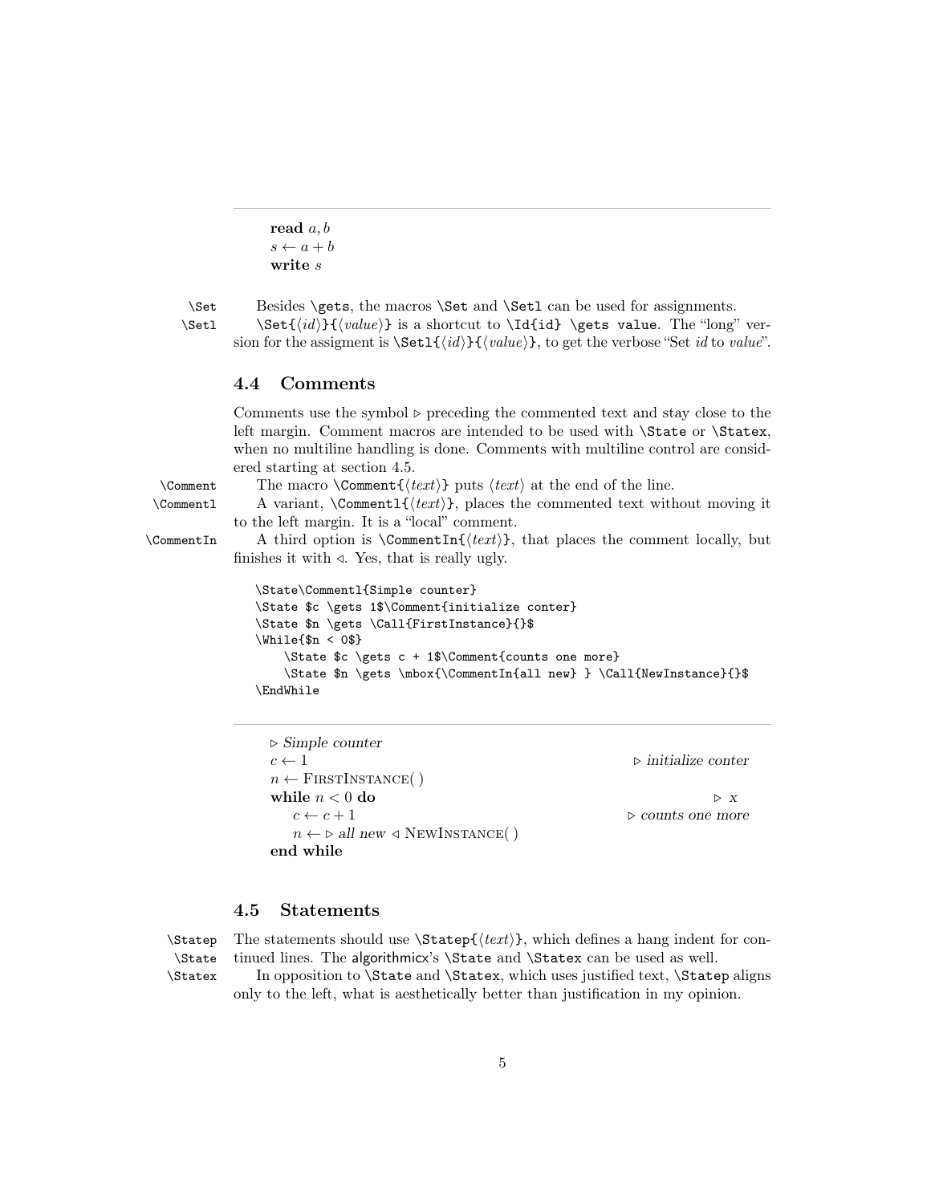---

**read** $a, b$
$s \leftarrow a + b$
**write** $s$

`\Set` `\Setl` Besides `\gets`, the macros `\Set` and `\Setl` can be used for assignments. `\Set{⟨id⟩}{⟨value⟩}` is a shortcut to `\Id{id} \gets value`. The "long" version for the assigment is `\Setl{⟨id⟩}{⟨value⟩}`, to get the verbose "Set *id* to *value*".

### 4.4 Comments

Comments use the symbol ▷ preceding the commented text and stay close to the left margin. Comment macros are intended to be used with `\State` or `\Statex`, when no multiline handling is done. Comments with multiline control are considered starting at section 4.5.

`\Comment` The macro `\Comment{⟨text⟩}` puts ⟨*text*⟩ at the end of the line.

`\Commentl` A variant, `\Commentl{⟨text⟩}`, places the commented text without moving it to the left margin. It is a "local" comment.

`\CommentIn` A third option is `\CommentIn{⟨text⟩}`, that places the comment locally, but finishes it with ◁. Yes, that is really ugly.

```
\State\Commentl{Simple counter}
\State $c \gets 1$\Comment{initialize conter}
\State $n \gets \Call{FirstInstance}{}$
\While{$n < 0$}
    \State $c \gets c + 1$\Comment{counts one more}
    \State $n \gets \mbox{\CommentIn{all new} } \Call{NewInstance}{}$
\EndWhile
```

---

▷ *Simple counter*
$c \leftarrow 1$ ▷ *initialize conter*
$n \leftarrow$ FirstInstance( )
**while** $n < 0$ **do** ▷ *x*
  $c \leftarrow c + 1$ ▷ *counts one more*
  $n \leftarrow$ ▷ *all new* ◁ NewInstance( )
**end while**

### 4.5 Statements

`\Statep` `\State` `\Statex` The statements should use `\Statep{⟨text⟩}`, which defines a hang indent for continued lines. The algorithmicx's `\State` and `\Statex` can be used as well.

In opposition to `\State` and `\Statex`, which uses justified text, `\Statep` aligns only to the left, what is aesthetically better than justification in my opinion.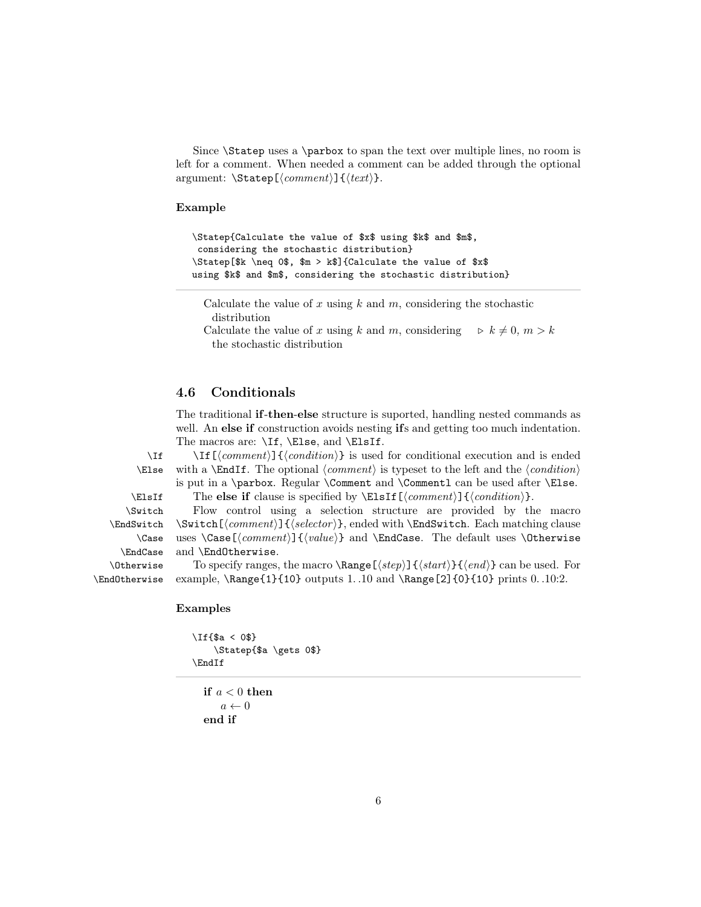Since `\Statep` uses a `\parbox` to span the text over multiple lines, no room is left for a comment. When needed a comment can be added through the optional argument: `\Statep[⟨comment⟩]{⟨text⟩}`.

#### Example

```
\Statep{Calculate the value of $x$ using $k$ and $m$,
 considering the stochastic distribution}
\Statep[$k \neq 0$, $m > k$]{Calculate the value of $x$
using $k$ and $m$, considering the stochastic distribution}
```

---

Calculate the value of $x$ using $k$ and $m$, considering the stochastic distribution

Calculate the value of $x$ using $k$ and $m$, considering the stochastic distribution $\triangleright$ $k \neq 0$, $m > k$

### 4.6 Conditionals

The traditional **if-then-else** structure is suported, handling nested commands as well. An **else if** construction avoids nesting **if**s and getting too much indentation. The macros are: `\If`, `\Else`, and `\ElsIf`.

`\If` `\Else` — `\If[⟨comment⟩]{⟨condition⟩}` is used for conditional execution and is ended with a `\EndIf`. The optional ⟨*comment*⟩ is typeset to the left and the ⟨*condition*⟩ is put in a `\parbox`. Regular `\Comment` and `\Commentl` can be used after `\Else`.

`\ElsIf` — The **else if** clause is specified by `\ElsIf[⟨comment⟩]{⟨condition⟩}`.

`\Switch` `\EndSwitch` `\Case` `\EndCase` `\Otherwise` `\EndOtherwise` — Flow control using a selection structure are provided by the macro `\Switch[⟨comment⟩]{⟨selector⟩}`, ended with `\EndSwitch`. Each matching clause uses `\Case[⟨comment⟩]{⟨value⟩}` and `\EndCase`. The default uses `\Otherwise` and `\EndOtherwise`.

To specify ranges, the macro `\Range[⟨step⟩]{⟨start⟩}{⟨end⟩}` can be used. For example, `\Range{1}{10}` outputs 1. .10 and `\Range[2]{0}{10}` prints 0. .10:2.

#### Examples

```
\If{$a < 0$}
    \Statep{$a \gets 0$}
\EndIf
```

---

**if** $a < 0$ **then**
  $a \leftarrow 0$
**end if**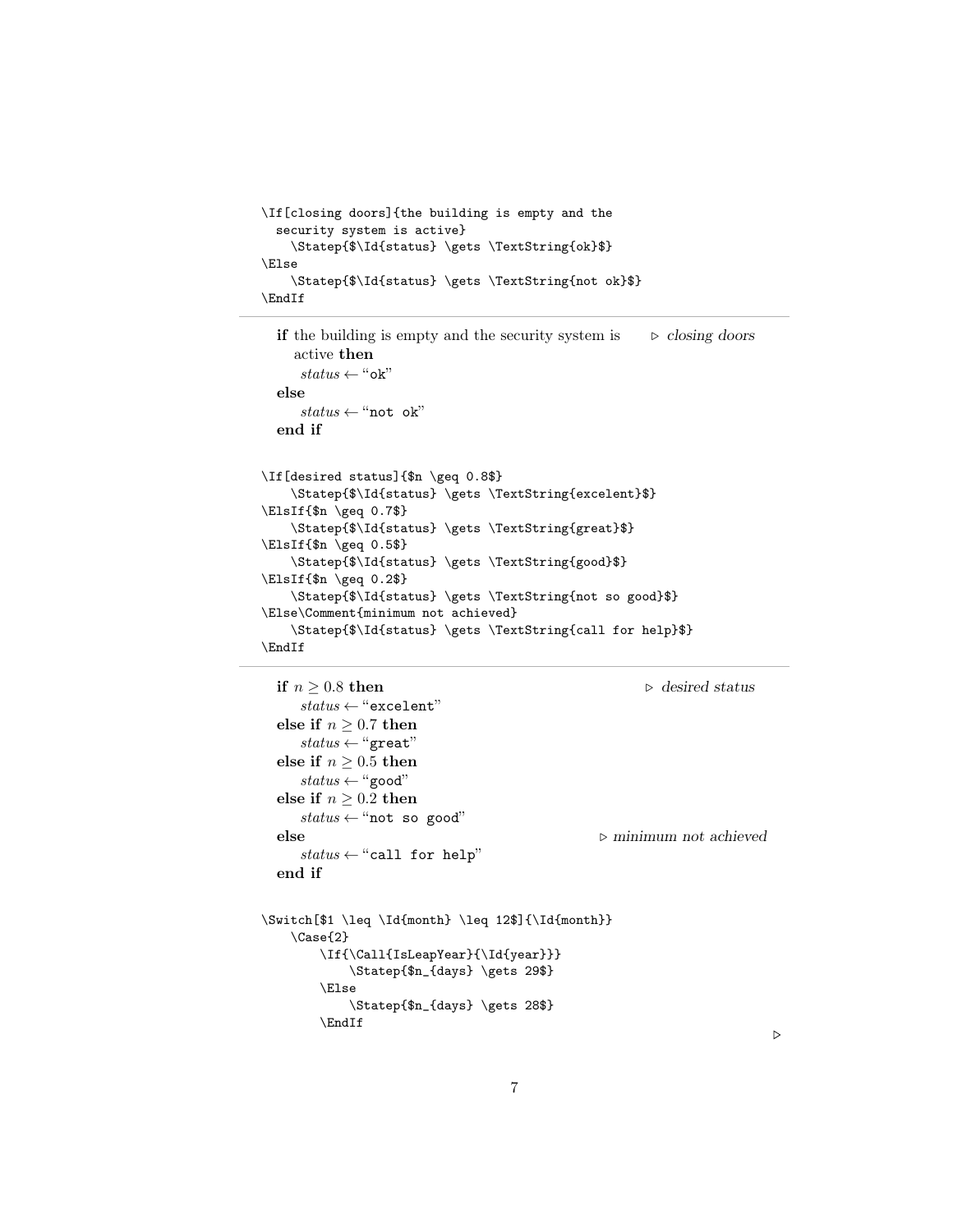```
\If[closing doors]{the building is empty and the
  security system is active}
    \Statep{$\Id{status} \gets \TextString{ok}$}
\Else
    \Statep{$\Id{status} \gets \TextString{not ok}$}
\EndIf
```

---

**if** the building is empty and the security system is active **then** ▷ *closing doors*
  $status \gets$ "ok"
**else**
  $status \gets$ "not ok"
**end if**

```
\If[desired status]{$n \geq 0.8$}
    \Statep{$\Id{status} \gets \TextString{excelent}$}
\ElsIf{$n \geq 0.7$}
    \Statep{$\Id{status} \gets \TextString{great}$}
\ElsIf{$n \geq 0.5$}
    \Statep{$\Id{status} \gets \TextString{good}$}
\ElsIf{$n \geq 0.2$}
    \Statep{$\Id{status} \gets \TextString{not so good}$}
\Else\Comment{minimum not achieved}
    \Statep{$\Id{status} \gets \TextString{call for help}$}
\EndIf
```

---

**if** $n \geq 0.8$ **then** ▷ *desired status*
  $status \gets$ "excelent"
**else if** $n \geq 0.7$ **then**
  $status \gets$ "great"
**else if** $n \geq 0.5$ **then**
  $status \gets$ "good"
**else if** $n \geq 0.2$ **then**
  $status \gets$ "not so good"
**else** ▷ *minimum not achieved*
  $status \gets$ "call for help"
**end if**

```
\Switch[$1 \leq \Id{month} \leq 12$]{\Id{month}}
    \Case{2}
        \If{\Call{IsLeapYear}{\Id{year}}}
            \Statep{$n_{days} \gets 29$}
        \Else
            \Statep{$n_{days} \gets 28$}
        \EndIf
```

▷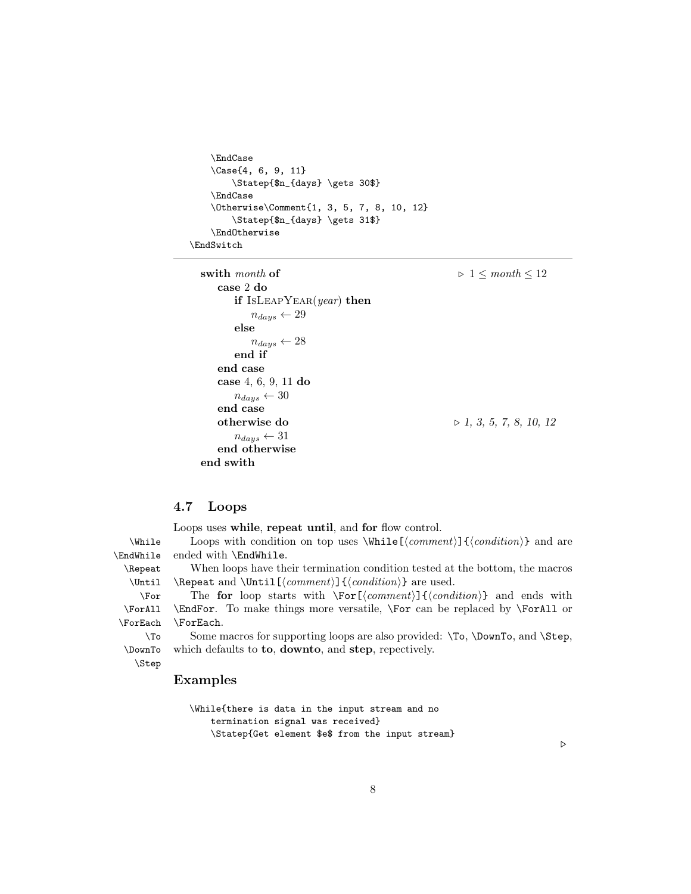```
    \EndCase
    \Case{4, 6, 9, 11}
        \Statep{$n_{days} \gets 30$}
    \EndCase
    \Otherwise\Comment{1, 3, 5, 7, 8, 10, 12}
        \Statep{$n_{days} \gets 31$}
    \EndOtherwise
\EndSwitch
```

---

**swith** *month* **of** ▷ $1 \leq month \leq 12$
  **case** 2 **do**
    **if** IsLeapYear(*year*) **then**
      $n_{days} \leftarrow 29$
    **else**
      $n_{days} \leftarrow 28$
    **end if**
  **end case**
  **case** 4, 6, 9, 11 **do**
    $n_{days} \leftarrow 30$
  **end case**
  **otherwise do** ▷ *1, 3, 5, 7, 8, 10, 12*
    $n_{days} \leftarrow 31$
  **end otherwise**
**end swith**

## 4.7 Loops

Loops uses **while**, **repeat until**, and **for** flow control.

`\While` `\EndWhile` Loops with condition on top uses `\While[⟨comment⟩]{⟨condition⟩}` and are ended with `\EndWhile`.

`\Repeat` `\Until` When loops have their termination condition tested at the bottom, the macros `\Repeat` and `\Until[⟨comment⟩]{⟨condition⟩}` are used.

`\For` `\ForAll` `\ForEach` The **for** loop starts with `\For[⟨comment⟩]{⟨condition⟩}` and ends with `\EndFor`. To make things more versatile, `\For` can be replaced by `\ForAll` or `\ForEach`.

`\To` `\DownTo` `\Step` Some macros for supporting loops are also provided: `\To`, `\DownTo`, and `\Step`, which defaults to **to**, **downto**, and **step**, repectively.

### Examples

```
\While{there is data in the input stream and no
    termination signal was received}
    \Statep{Get element $e$ from the input stream}
```

▷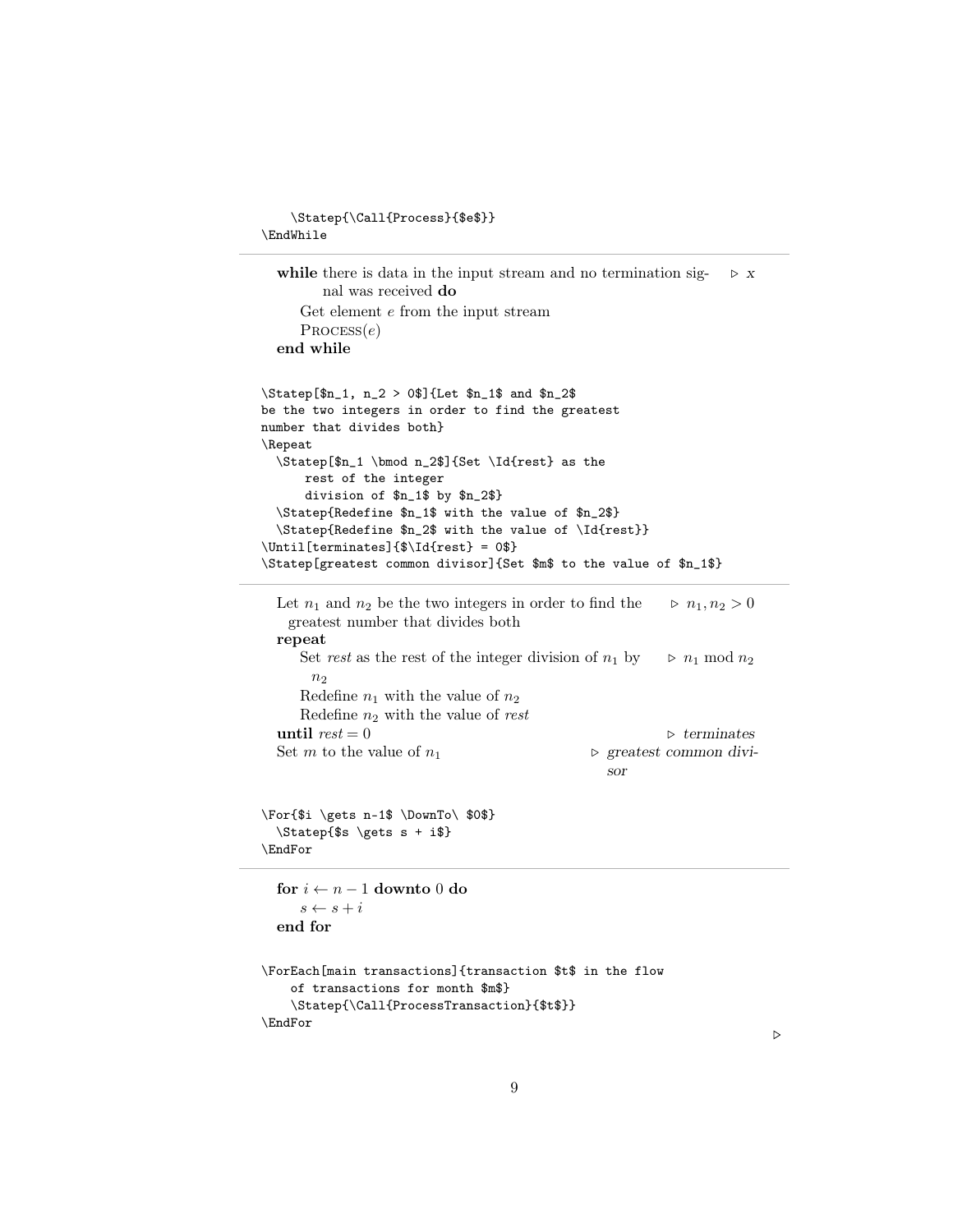```
    \Statep{\Call{Process}{$e$}}
\EndWhile
```

---

**while** there is data in the input stream and no termination signal was received **do** ▷ $x$

  Get element $e$ from the input stream

  PROCESS($e$)

**end while**

```
\Statep[$n_1, n_2 > 0$]{Let $n_1$ and $n_2$
be the two integers in order to find the greatest
number that divides both}
\Repeat
  \Statep[$n_1 \bmod n_2$]{Set \Id{rest} as the
      rest of the integer
      division of $n_1$ by $n_2$}
  \Statep{Redefine $n_1$ with the value of $n_2$}
  \Statep{Redefine $n_2$ with the value of \Id{rest}}
\Until[terminates]{$\Id{rest} = 0$}
\Statep[greatest common divisor]{Set $m$ to the value of $n_1$}
```

---

Let $n_1$ and $n_2$ be the two integers in order to find the greatest number that divides both ▷ $n_1, n_2 > 0$

**repeat**

  Set *rest* as the rest of the integer division of $n_1$ by $n_2$ ▷ $n_1 \bmod n_2$

  Redefine $n_1$ with the value of $n_2$

  Redefine $n_2$ with the value of *rest*

**until** $rest = 0$ ▷ *terminates*

Set $m$ to the value of $n_1$ ▷ *greatest common divisor*

```
\For{$i \gets n-1$ \DownTo\ $0$}
  \Statep{$s \gets s + i$}
\EndFor
```

---

**for** $i \leftarrow n-1$ **downto** $0$ **do**

  $s \leftarrow s + i$

**end for**

```
\ForEach[main transactions]{transaction $t$ in the flow
    of transactions for month $m$}
    \Statep{\Call{ProcessTransaction}{$t$}}
\EndFor
```

▷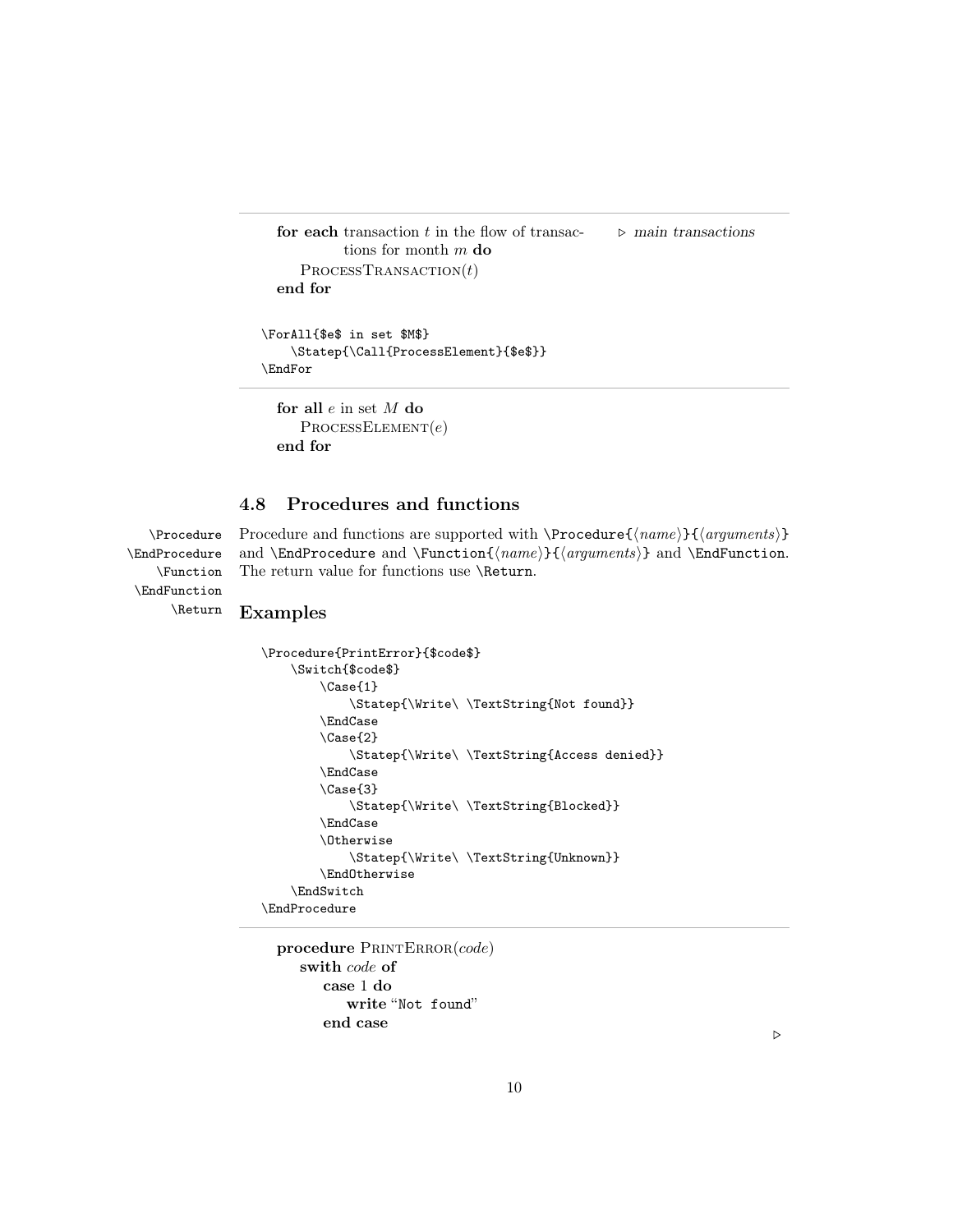**for each** transaction $t$ in the flow of transactions for month $m$ **do** ▷ *main transactions*
  ProcessTransaction($t$)
**end for**

```
\ForAll{$e$ in set $M$}
    \Statep{\Call{ProcessElement}{$e$}}
\EndFor
```

**for all** $e$ in set $M$ **do**
  ProcessElement($e$)
**end for**

## 4.8 Procedures and functions

\Procedure \EndProcedure \Function \EndFunction \Return

Procedure and functions are supported with `\Procedure{⟨name⟩}{⟨arguments⟩}` and `\EndProcedure` and `\Function{⟨name⟩}{⟨arguments⟩}` and `\EndFunction`. The return value for functions use `\Return`.

### Examples

```
\Procedure{PrintError}{$code$}
    \Switch{$code$}
        \Case{1}
            \Statep{\Write\ \TextString{Not found}}
        \EndCase
        \Case{2}
            \Statep{\Write\ \TextString{Access denied}}
        \EndCase
        \Case{3}
            \Statep{\Write\ \TextString{Blocked}}
        \EndCase
        \Otherwise
            \Statep{\Write\ \TextString{Unknown}}
        \EndOtherwise
    \EndSwitch
\EndProcedure
```

**procedure** PrintError(*code*)
  **swith** *code* **of**
    **case** 1 **do**
      **write** "Not found"
    **end case**
▷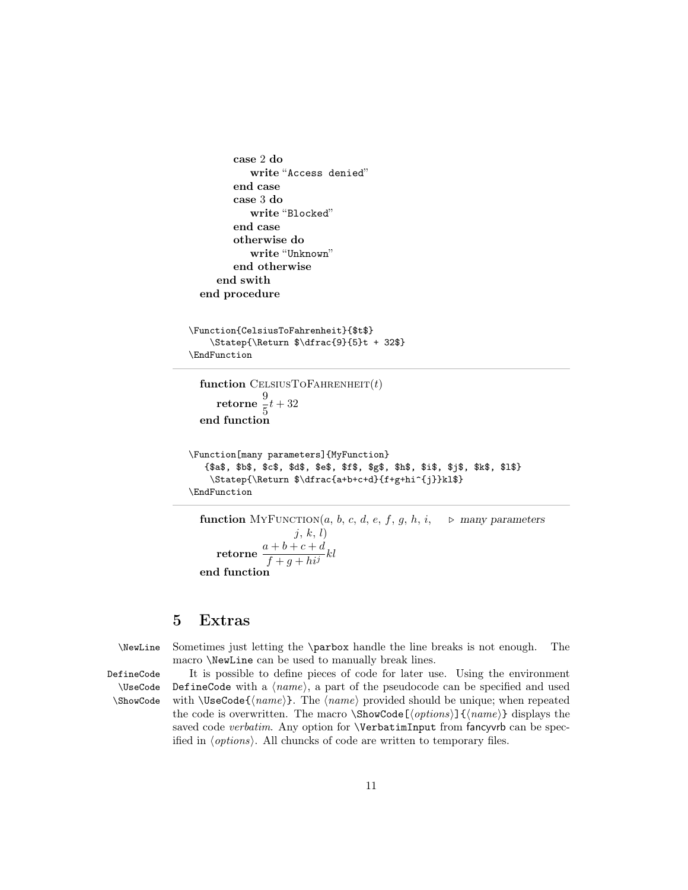```
      case 2 do
         write "Access denied"
      end case
      case 3 do
         write "Blocked"
      end case
      otherwise do
         write "Unknown"
      end otherwise
   end swith
end procedure
```

```
\Function{CelsiusToFahrenheit}{$t$}
    \Statep{\Return $\dfrac{9}{5}t + 32$}
\EndFunction
```

---

**function** CELSIUSTOFAHRENHEIT($t$)
  **retorne** $\dfrac{9}{5}t + 32$
**end function**

```
\Function[many parameters]{MyFunction}
   {$a$, $b$, $c$, $d$, $e$, $f$, $g$, $h$, $i$, $j$, $k$, $l$}
    \Statep{\Return $\dfrac{a+b+c+d}{f+g+hi^{j}}kl$}
\EndFunction
```

---

**function** MYFUNCTION($a$, $b$, $c$, $d$, $e$, $f$, $g$, $h$, $i$, $j$, $k$, $l$) ▷ *many parameters*
  **retorne** $\dfrac{a+b+c+d}{f+g+hi^{j}}kl$
**end function**

# 5 Extras

`\NewLine` Sometimes just letting the `\parbox` handle the line breaks is not enough. The macro `\NewLine` can be used to manually break lines.

`DefineCode` `\UseCode` `\ShowCode` It is possible to define pieces of code for later use. Using the environment `DefineCode` with a ⟨*name*⟩, a part of the pseudocode can be specified and used with `\UseCode{`⟨*name*⟩`}`. The ⟨*name*⟩ provided should be unique; when repeated the code is overwritten. The macro `\ShowCode[`⟨*options*⟩`]{`⟨*name*⟩`}` displays the saved code *verbatim*. Any option for `\VerbatimInput` from fancyvrb can be specified in ⟨*options*⟩. All chuncks of code are written to temporary files.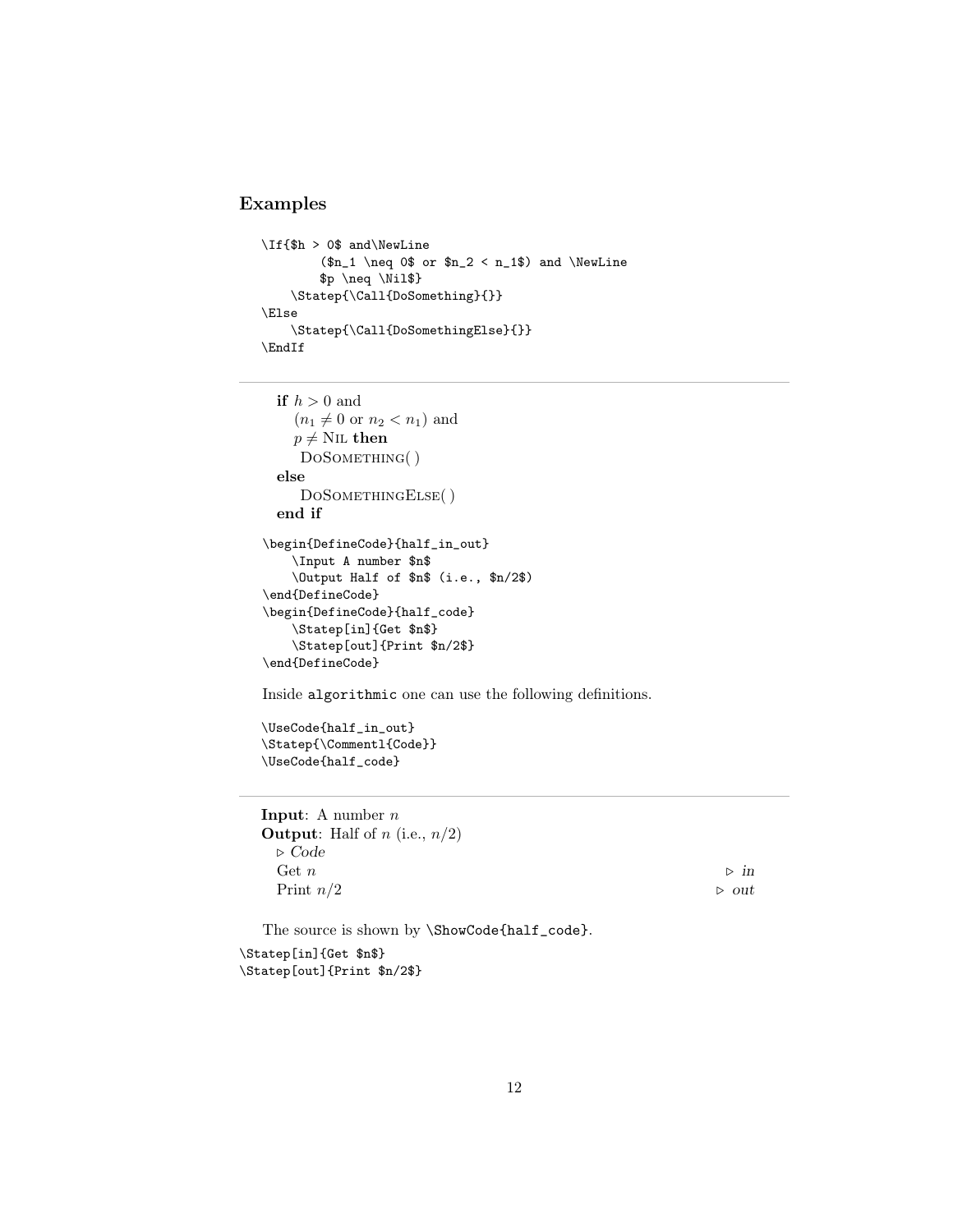## Examples

```
\If{$h > 0$ and\NewLine
        ($n_1 \neq 0$ or $n_2 < n_1$) and \NewLine
        $p \neq \Nil$}
    \Statep{\Call{DoSomething}{}}
\Else
    \Statep{\Call{DoSomethingElse}{}}
\EndIf
```

---

**if** $h > 0$ and
  $(n_1 \neq 0$ or $n_2 < n_1)$ and
  $p \neq$ NIL **then**
  DOSOMETHING( )
**else**
  DOSOMETHINGELSE( )
**end if**

```
\begin{DefineCode}{half_in_out}
    \Input A number $n$
    \Output Half of $n$ (i.e., $n/2$)
\end{DefineCode}
\begin{DefineCode}{half_code}
    \Statep[in]{Get $n$}
    \Statep[out]{Print $n/2$}
\end{DefineCode}
```

Inside `algorithmic` one can use the following definitions.

```
\UseCode{half_in_out}
\Statep{\Commentl{Code}}
\UseCode{half_code}
```

---

**Input**: A number $n$
**Output**: Half of $n$ (i.e., $n/2$)
  ▷ *Code*
  Get $n$ ▷ *in*
  Print $n/2$ ▷ *out*

The source is shown by `\ShowCode{half_code}`.

```
\Statep[in]{Get $n$}
\Statep[out]{Print $n/2$}
```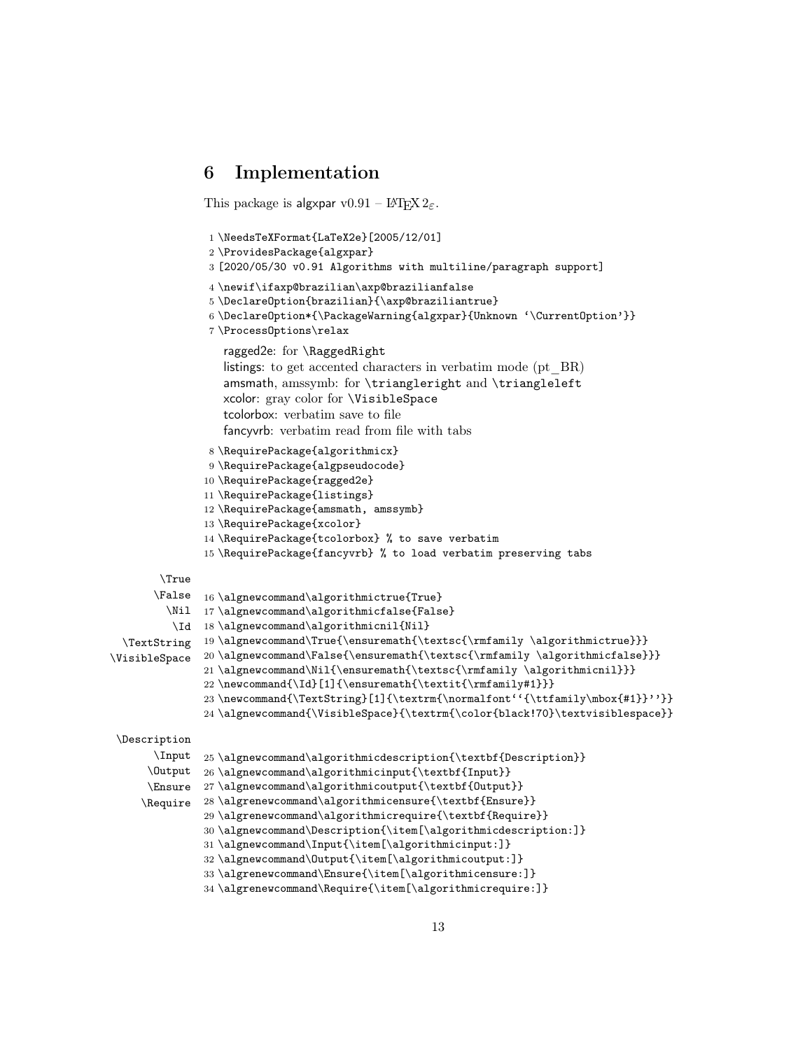## 6 Implementation

This package is algxpar v0.91 – LaTeX $2_\varepsilon$.

```
1 \NeedsTeXFormat{LaTeX2e}[2005/12/01]
2 \ProvidesPackage{algxpar}
3 [2020/05/30 v0.91 Algorithms with multiline/paragraph support]
4 \newif\ifaxp@brazilian\axp@brazilianfalse
5 \DeclareOption{brazilian}{\axp@braziliantrue}
6 \DeclareOption*{\PackageWarning{algxpar}{Unknown '\CurrentOption'}}
7 \ProcessOptions\relax
```

ragged2e: for \RaggedRight
listings: to get accented characters in verbatim mode (pt_BR)
amsmath, amssymb: for \triangleright and \triangleleft
xcolor: gray color for \VisibleSpace
tcolorbox: verbatim save to file
fancyvrb: verbatim read from file with tabs

```
8 \RequirePackage{algorithmicx}
9 \RequirePackage{algpseudocode}
10 \RequirePackage{ragged2e}
11 \RequirePackage{listings}
12 \RequirePackage{amsmath, amssymb}
13 \RequirePackage{xcolor}
14 \RequirePackage{tcolorbox} % to save verbatim
15 \RequirePackage{fancyvrb} % to load verbatim preserving tabs
```

\True
\False
\Nil
\Id
\TextString
\VisibleSpace

```
16 \algnewcommand\algorithmictrue{True}
17 \algnewcommand\algorithmicfalse{False}
18 \algnewcommand\algorithmicnil{Nil}
19 \algnewcommand\True{\ensuremath{\textsc{\rmfamily \algorithmictrue}}}
20 \algnewcommand\False{\ensuremath{\textsc{\rmfamily \algorithmicfalse}}}
21 \algnewcommand\Nil{\ensuremath{\textsc{\rmfamily \algorithmicnil}}}
22 \newcommand{\Id}[1]{\ensuremath{\textit{\rmfamily#1}}}
23 \newcommand{\TextString}[1]{\textrm{\normalfont``{\ttfamily\mbox{#1}}''}}
24 \algnewcommand{\VisibleSpace}{\textrm{\color{black!70}\textvisiblespace}}
```

\Description
\Input
\Output
\Ensure
\Require

```
25 \algnewcommand\algorithmicdescription{\textbf{Description}}
26 \algnewcommand\algorithmicinput{\textbf{Input}}
27 \algnewcommand\algorithmicoutput{\textbf{Output}}
28 \algrenewcommand\algorithmicensure{\textbf{Ensure}}
29 \algrenewcommand\algorithmicrequire{\textbf{Require}}
30 \algnewcommand\Description{\item[\algorithmicdescription:]}
31 \algnewcommand\Input{\item[\algorithmicinput:]}
32 \algnewcommand\Output{\item[\algorithmicoutput:]}
33 \algrenewcommand\Ensure{\item[\algorithmicensure:]}
34 \algrenewcommand\Require{\item[\algorithmicrequire:]}
```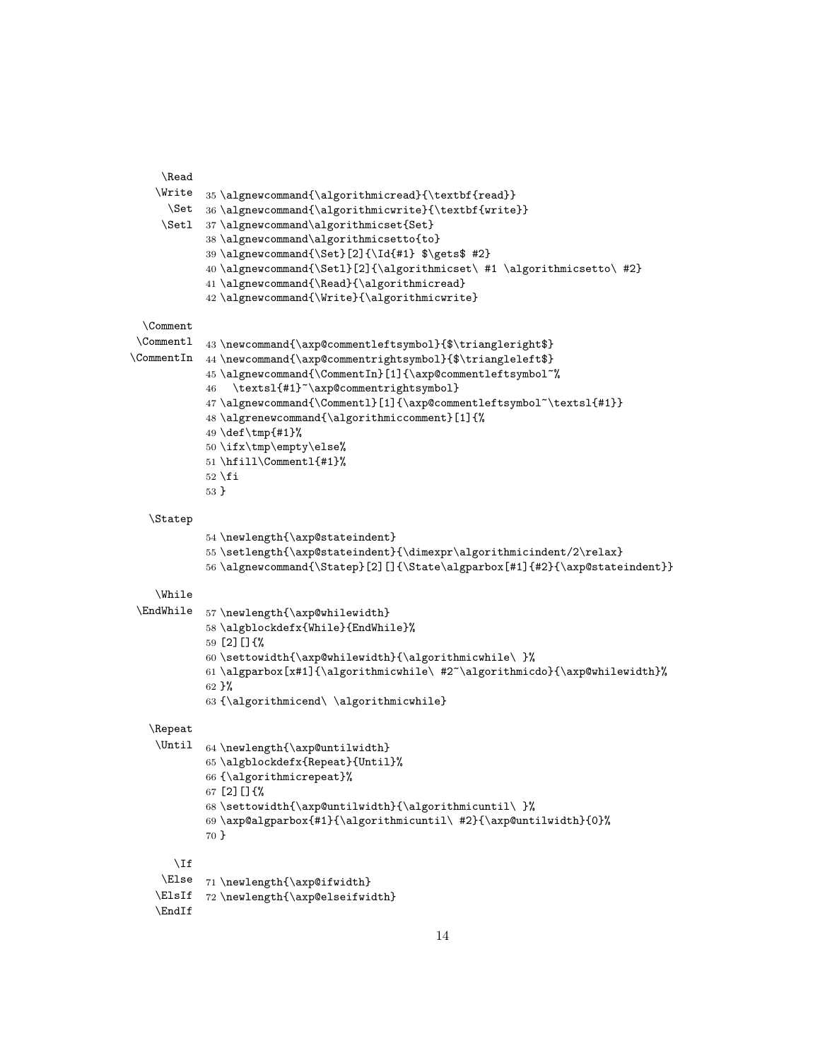\Read
\Write
\Set
\Setl

```
35 \algnewcommand{\algorithmicread}{\textbf{read}}
36 \algnewcommand{\algorithmicwrite}{\textbf{write}}
37 \algnewcommand\algorithmicset{Set}
38 \algnewcommand\algorithmicsetto{to}
39 \algnewcommand{\Set}[2]{\Id{#1} $\gets$ #2}
40 \algnewcommand{\Setl}[2]{\algorithmicset\ #1 \algorithmicsetto\ #2}
41 \algnewcommand{\Read}{\algorithmicread}
42 \algnewcommand{\Write}{\algorithmicwrite}
```

\Comment
\Commentl
\CommentIn

```
43 \newcommand{\axp@commentleftsymbol}{$\triangleright$}
44 \newcommand{\axp@commentrightsymbol}{$\triangleleft$}
45 \algnewcommand{\CommentIn}[1]{\axp@commentleftsymbol~%
46   \textsl{#1}~\axp@commentrightsymbol}
47 \algnewcommand{\Commentl}[1]{\axp@commentleftsymbol~\textsl{#1}}
48 \algrenewcommand{\algorithmiccomment}[1]{%
49 \def\tmp{#1}%
50 \ifx\tmp\empty\else%
51 \hfill\Commentl{#1}%
52 \fi
53 }
```

\Statep

```
54 \newlength{\axp@stateindent}
55 \setlength{\axp@stateindent}{\dimexpr\algorithmicindent/2\relax}
56 \algnewcommand{\Statep}[2][]{\State\algparbox[#1]{#2}{\axp@stateindent}}
```

\While
\EndWhile

```
57 \newlength{\axp@whilewidth}
58 \algblockdefx{While}{EndWhile}%
59 [2][]{%
60 \settowidth{\axp@whilewidth}{\algorithmicwhile\ }%
61 \algparbox[x#1]{\algorithmicwhile\ #2~\algorithmicdo}{\axp@whilewidth}%
62 }%
63 {\algorithmicend\ \algorithmicwhile}
```

\Repeat
\Until

```
64 \newlength{\axp@untilwidth}
65 \algblockdefx{Repeat}{Until}%
66 {\algorithmicrepeat}%
67 [2][]{%
68 \settowidth{\axp@untilwidth}{\algorithmicuntil\ }%
69 \axp@algparbox{#1}{\algorithmicuntil\ #2}{\axp@untilwidth}{0}%
70 }
```

\If
\Else
\ElsIf
\EndIf

```
71 \newlength{\axp@ifwidth}
72 \newlength{\axp@elseifwidth}
```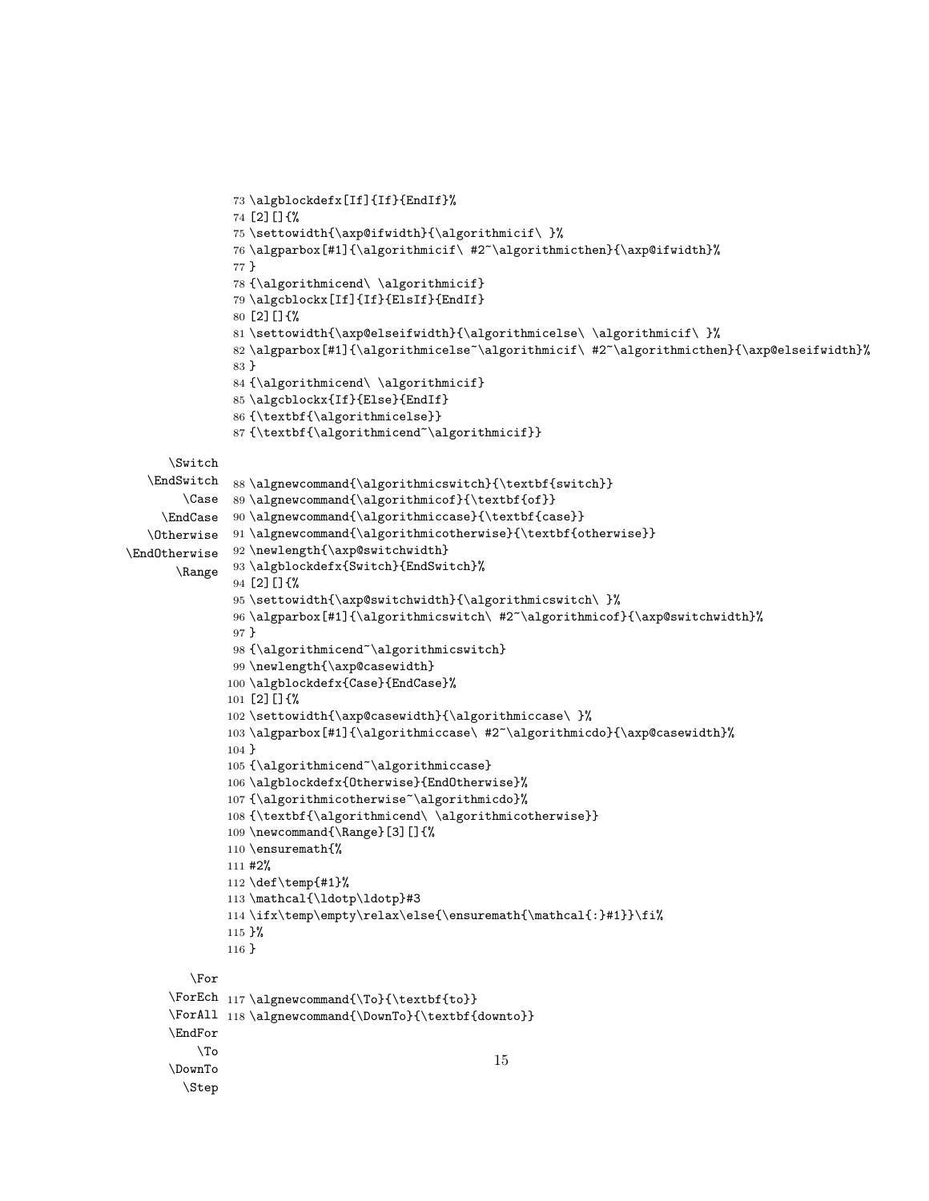```
73 \algblockdefx[If]{If}{EndIf}%
74 [2][]{%
75 \settowidth{\axp@ifwidth}{\algorithmicif\ }%
76 \algparbox[#1]{\algorithmicif\ #2~\algorithmicthen}{\axp@ifwidth}%
77 }
78 {\algorithmicend\ \algorithmicif}
79 \algcblockx[If]{If}{ElsIf}{EndIf}
80 [2][]{%
81 \settowidth{\axp@elseifwidth}{\algorithmicelse\ \algorithmicif\ }%
82 \algparbox[#1]{\algorithmicelse~\algorithmicif\ #2~\algorithmicthen}{\axp@elseifwidth}%
83 }
84 {\algorithmicend\ \algorithmicif}
85 \algcblockx{If}{Else}{EndIf}
86 {\textbf{\algorithmicelse}}
87 {\textbf{\algorithmicend~\algorithmicif}}
```

\Switch
\EndSwitch
\Case
\EndCase
\Otherwise
\EndOtherwise
\Range

```
88 \algnewcommand{\algorithmicswitch}{\textbf{switch}}
89 \algnewcommand{\algorithmicof}{\textbf{of}}
90 \algnewcommand{\algorithmiccase}{\textbf{case}}
91 \algnewcommand{\algorithmicotherwise}{\textbf{otherwise}}
92 \newlength{\axp@switchwidth}
93 \algblockdefx{Switch}{EndSwitch}%
94 [2][]{%
95 \settowidth{\axp@switchwidth}{\algorithmicswitch\ }%
96 \algparbox[#1]{\algorithmicswitch\ #2~\algorithmicof}{\axp@switchwidth}%
97 }
98 {\algorithmicend~\algorithmicswitch}
99 \newlength{\axp@casewidth}
100 \algblockdefx{Case}{EndCase}%
101 [2][]{%
102 \settowidth{\axp@casewidth}{\algorithmiccase\ }%
103 \algparbox[#1]{\algorithmiccase\ #2~\algorithmicdo}{\axp@casewidth}%
104 }
105 {\algorithmicend~\algorithmiccase}
106 \algblockdefx{Otherwise}{EndOtherwise}%
107 {\algorithmicotherwise~\algorithmicdo}%
108 {\textbf{\algorithmicend\ \algorithmicotherwise}}
109 \newcommand{\Range}[3][]{%
110 \ensuremath{%
111 #2%
112 \def\temp{#1}%
113 \mathcal{\ldotp\ldotp}#3
114 \ifx\temp\empty\relax\else{\ensuremath{\mathcal{:}#1}}\fi%
115 }%
116 }
```

\For
\ForEch
\ForAll
\EndFor
\To
\DownTo
\Step

```
117 \algnewcommand{\To}{\textbf{to}}
118 \algnewcommand{\DownTo}{\textbf{downto}}
```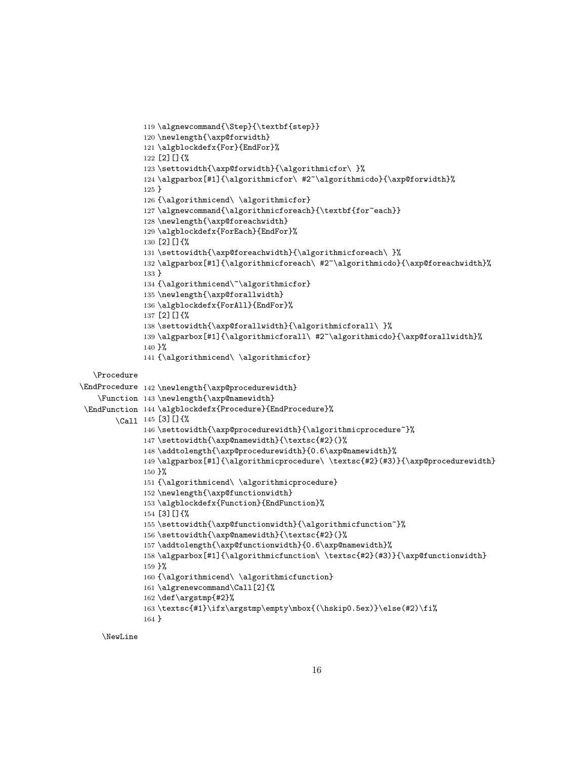```
119 \algnewcommand{\Step}{\textbf{step}}
120 \newlength{\axp@forwidth}
121 \algblockdefx{For}{EndFor}%
122 [2][]{%
123 \settowidth{\axp@forwidth}{\algorithmicfor\ }%
124 \algparbox[#1]{\algorithmicfor\ #2~\algorithmicdo}{\axp@forwidth}%
125 }
126 {\algorithmicend\ \algorithmicfor}
127 \algnewcommand{\algorithmicforeach}{\textbf{for~each}}
128 \newlength{\axp@foreachwidth}
129 \algblockdefx{ForEach}{EndFor}%
130 [2][]{%
131 \settowidth{\axp@foreachwidth}{\algorithmicforeach\ }%
132 \algparbox[#1]{\algorithmicforeach\ #2~\algorithmicdo}{\axp@foreachwidth}%
133 }
134 {\algorithmicend\~\algorithmicfor}
135 \newlength{\axp@forallwidth}
136 \algblockdefx{ForAll}{EndFor}%
137 [2][]{%
138 \settowidth{\axp@forallwidth}{\algorithmicforall\ }%
139 \algparbox[#1]{\algorithmicforall\ #2~\algorithmicdo}{\axp@forallwidth}%
140 }%
141 {\algorithmicend\ \algorithmicfor}
```

\Procedure
\EndProcedure
\Function
\EndFunction
\Call

```
142 \newlength{\axp@procedurewidth}
143 \newlength{\axp@namewidth}
144 \algblockdefx{Procedure}{EndProcedure}%
145 [3][]{%
146 \settowidth{\axp@procedurewidth}{\algorithmicprocedure~}%
147 \settowidth{\axp@namewidth}{\textsc{#2}(}%
148 \addtolength{\axp@procedurewidth}{0.6\axp@namewidth}%
149 \algparbox[#1]{\algorithmicprocedure\ \textsc{#2}(#3)}{\axp@procedurewidth}
150 }%
151 {\algorithmicend\ \algorithmicprocedure}
152 \newlength{\axp@functionwidth}
153 \algblockdefx{Function}{EndFunction}%
154 [3][]{%
155 \settowidth{\axp@functionwidth}{\algorithmicfunction~}%
156 \settowidth{\axp@namewidth}{\textsc{#2}(}%
157 \addtolength{\axp@functionwidth}{0.6\axp@namewidth}%
158 \algparbox[#1]{\algorithmicfunction\ \textsc{#2}(#3)}{\axp@functionwidth}
159 }%
160 {\algorithmicend\ \algorithmicfunction}
161 \algrenewcommand\Call[2]{%
162 \def\argstmp{#2}%
163 \textsc{#1}\ifx\argstmp\empty\mbox{(\hskip0.5ex)}\else(#2)\fi%
164 }
```

\NewLine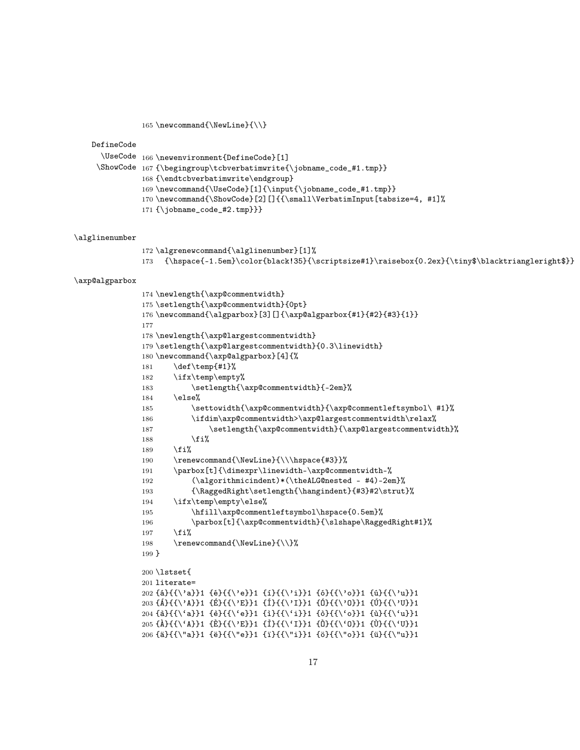```
165 \newcommand{\NewLine}{\\}
```

DefineCode
\UseCode
\ShowCode

```
166 \newenvironment{DefineCode}[1]
167 {\begingroup\tcbverbatimwrite{\jobname_code_#1.tmp}}
168 {\endtcbverbatimwrite\endgroup}
169 \newcommand{\UseCode}[1]{\input{\jobname_code_#1.tmp}}
170 \newcommand{\ShowCode}[2][]{{\small\VerbatimInput[tabsize=4, #1]%
171 {\jobname_code_#2.tmp}}}
```

\alglinenumber

```
172 \algrenewcommand{\alglinenumber}[1]%
173   {\hspace{-1.5em}\color{black!35}{\scriptsize#1}\raisebox{0.2ex}{\tiny$\blacktriangleright$}}
```

\axp@algparbox

```
174 \newlength{\axp@commentwidth}
175 \setlength{\axp@commentwidth}{0pt}
176 \newcommand{\algparbox}[3][]{\axp@algparbox{#1}{#2}{#3}{1}}
177
178 \newlength{\axp@largestcommentwidth}
179 \setlength{\axp@largestcommentwidth}{0.3\linewidth}
180 \newcommand{\axp@algparbox}[4]{%
181     \def\temp{#1}%
182     \ifx\temp\empty%
183         \setlength{\axp@commentwidth}{-2em}%
184     \else%
185         \settowidth{\axp@commentwidth}{\axp@commentleftsymbol\ #1}%
186         \ifdim\axp@commentwidth>\axp@largestcommentwidth\relax%
187             \setlength{\axp@commentwidth}{\axp@largestcommentwidth}%
188         \fi%
189     \fi%
190     \renewcommand{\NewLine}{\\\hspace{#3}}%
191     \parbox[t]{\dimexpr\linewidth-\axp@commentwidth-%
192         (\algorithmicindent)*(\theALG@nested - #4)-2em}%
193         {\RaggedRight\setlength{\hangindent}{#3}#2\strut}%
194     \ifx\temp\empty\else%
195         \hfill\axp@commentleftsymbol\hspace{0.5em}%
196         \parbox[t]{\axp@commentwidth}{\slshape\RaggedRight#1}%
197     \fi%
198     \renewcommand{\NewLine}{\\}%
199 }
```

```
200 \lstset{
201 literate=
202 {á}{{\'a}}1 {é}{{\'e}}1 {í}{{\'i}}1 {ó}{{\'o}}1 {ú}{{\'u}}1
203 {Á}{{\'A}}1 {É}{{\'E}}1 {Í}{{\'I}}1 {Ó}{{\'O}}1 {Ú}{{\'U}}1
204 {à}{{\`a}}1 {è}{{\`e}}1 {ì}{{\`i}}1 {ò}{{\`o}}1 {ù}{{\`u}}1
205 {À}{{\`A}}1 {È}{{\'E}}1 {Ì}{{\`I}}1 {Ò}{{\`O}}1 {Ù}{{\`U}}1
206 {ä}{{\"a}}1 {ë}{{\"e}}1 {ï}{{\"i}}1 {ö}{{\"o}}1 {ü}{{\"u}}1
```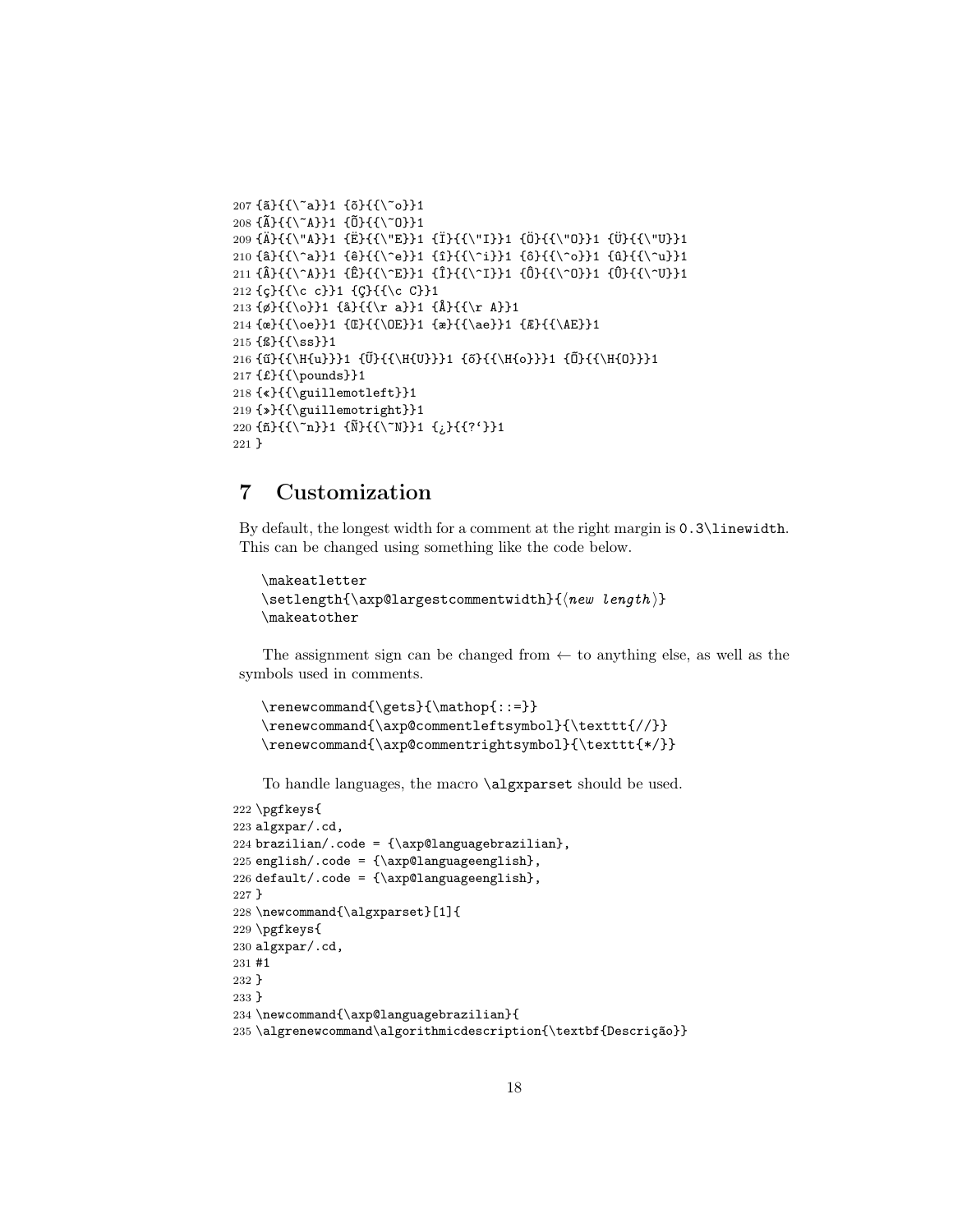```
207 {ã}{{\~a}}1 {õ}{{\~o}}1
208 {Ã}{{\~A}}1 {Õ}{{\~O}}1
209 {Ä}{{\"A}}1 {Ë}{{\"E}}1 {Ï}{{\"I}}1 {Ö}{{\"O}}1 {Ü}{{\"U}}1
210 {â}{{\^a}}1 {ê}{{\^e}}1 {î}{{\^i}}1 {ô}{{\^o}}1 {û}{{\^u}}1
211 {Â}{{\^A}}1 {Ê}{{\^E}}1 {Î}{{\^I}}1 {Ô}{{\^O}}1 {Û}{{\^U}}1
212 {ç}{{\c c}}1 {Ç}{{\c C}}1
213 {ø}{{\o}}1 {å}{{\r a}}1 {Å}{{\r A}}1
214 {œ}{{\oe}}1 {Œ}{{\OE}}1 {æ}{{\ae}}1 {Æ}{{\AE}}1
215 {ß}{{\ss}}1
216 {ű}{{\H{u}}}1 {Ű}{{\H{U}}}1 {ő}{{\H{o}}}1 {Ő}{{\H{O}}}1
217 {£}{{\pounds}}1
218 {«}{{\guillemotleft}}1
219 {»}{{\guillemotright}}1
220 {ñ}{{\~n}}1 {Ñ}{{\~N}}1 {¿}{{?`}}1
221 }
```

# 7 Customization

By default, the longest width for a comment at the right margin is `0.3\linewidth`. This can be changed using something like the code below.

```
\makeatletter
\setlength{\axp@largestcommentwidth}{⟨new length⟩}
\makeatother
```

The assignment sign can be changed from ← to anything else, as well as the symbols used in comments.

```
\renewcommand{\gets}{\mathop{::=}}
\renewcommand{\axp@commentleftsymbol}{\texttt{//}}
\renewcommand{\axp@commentrightsymbol}{\texttt{*/}}
```

To handle languages, the macro `\algxparset` should be used.

```
222 \pgfkeys{
223 algxpar/.cd,
224 brazilian/.code = {\axp@languagebrazilian},
225 english/.code = {\axp@languageenglish},
226 default/.code = {\axp@languageenglish},
227 }
228 \newcommand{\algxparset}[1]{
229 \pgfkeys{
230 algxpar/.cd,
231 #1
232 }
233 }
234 \newcommand{\axp@languagebrazilian}{
235 \algrenewcommand\algorithmicdescription{\textbf{Descrição}}
```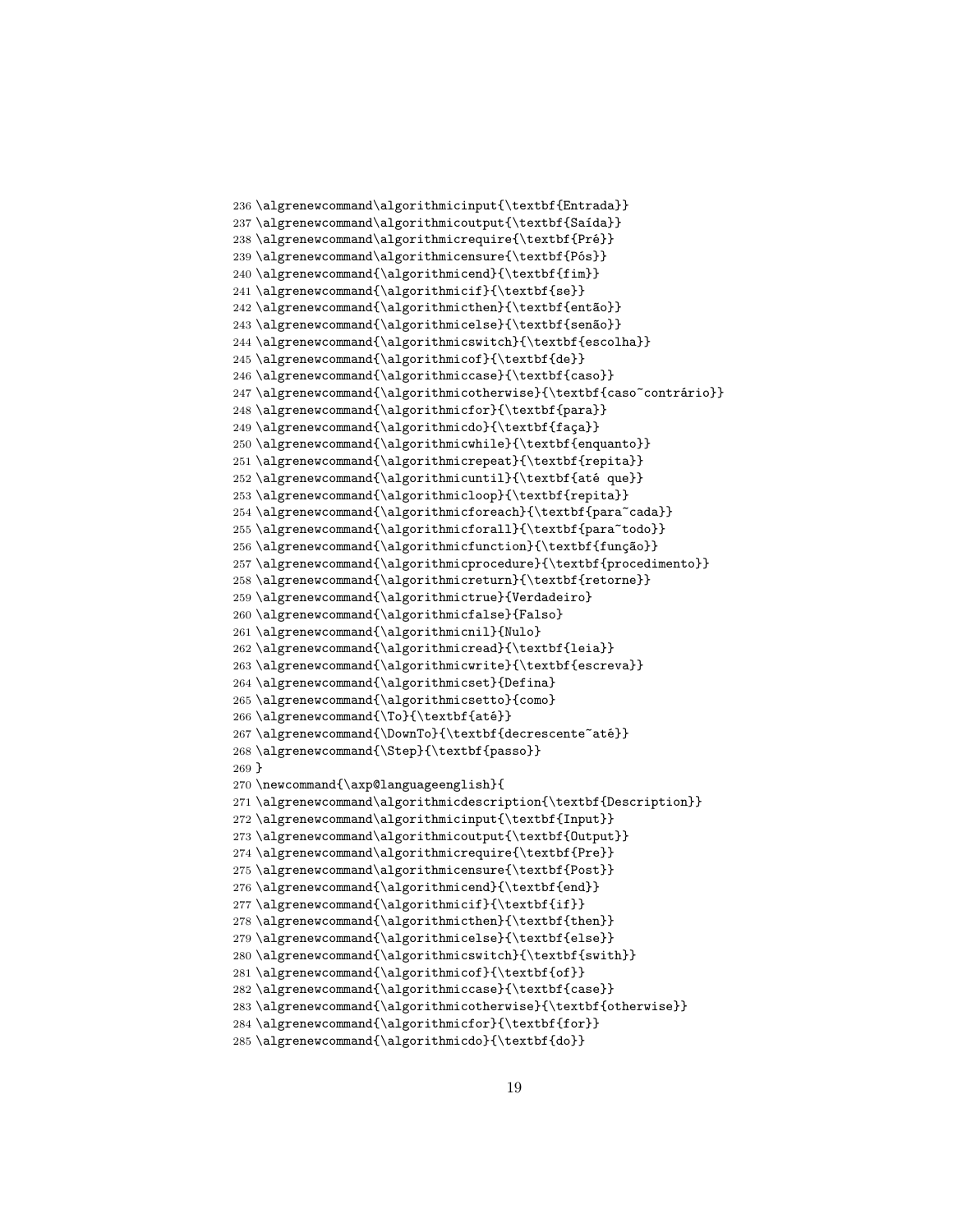```
236 \algrenewcommand\algorithmicinput{\textbf{Entrada}}
237 \algrenewcommand\algorithmicoutput{\textbf{Saída}}
238 \algrenewcommand\algorithmicrequire{\textbf{Pré}}
239 \algrenewcommand\algorithmicensure{\textbf{Pós}}
240 \algrenewcommand{\algorithmicend}{\textbf{fim}}
241 \algrenewcommand{\algorithmicif}{\textbf{se}}
242 \algrenewcommand{\algorithmicthen}{\textbf{então}}
243 \algrenewcommand{\algorithmicelse}{\textbf{senão}}
244 \algrenewcommand{\algorithmicswitch}{\textbf{escolha}}
245 \algrenewcommand{\algorithmicof}{\textbf{de}}
246 \algrenewcommand{\algorithmiccase}{\textbf{caso}}
247 \algrenewcommand{\algorithmicotherwise}{\textbf{caso~contrário}}
248 \algrenewcommand{\algorithmicfor}{\textbf{para}}
249 \algrenewcommand{\algorithmicdo}{\textbf{faça}}
250 \algrenewcommand{\algorithmicwhile}{\textbf{enquanto}}
251 \algrenewcommand{\algorithmicrepeat}{\textbf{repita}}
252 \algrenewcommand{\algorithmicuntil}{\textbf{até que}}
253 \algrenewcommand{\algorithmicloop}{\textbf{repita}}
254 \algrenewcommand{\algorithmicforeach}{\textbf{para~cada}}
255 \algrenewcommand{\algorithmicforall}{\textbf{para~todo}}
256 \algrenewcommand{\algorithmicfunction}{\textbf{função}}
257 \algrenewcommand{\algorithmicprocedure}{\textbf{procedimento}}
258 \algrenewcommand{\algorithmicreturn}{\textbf{retorne}}
259 \algrenewcommand{\algorithmictrue}{Verdadeiro}
260 \algrenewcommand{\algorithmicfalse}{Falso}
261 \algrenewcommand{\algorithmicnil}{Nulo}
262 \algrenewcommand{\algorithmicread}{\textbf{leia}}
263 \algrenewcommand{\algorithmicwrite}{\textbf{escreva}}
264 \algrenewcommand{\algorithmicset}{Defina}
265 \algrenewcommand{\algorithmicsetto}{como}
266 \algrenewcommand{\To}{\textbf{até}}
267 \algrenewcommand{\DownTo}{\textbf{decrescente~até}}
268 \algrenewcommand{\Step}{\textbf{passo}}
269 }
270 \newcommand{\axp@languageenglish}{
271 \algrenewcommand\algorithmicdescription{\textbf{Description}}
272 \algrenewcommand\algorithmicinput{\textbf{Input}}
273 \algrenewcommand\algorithmicoutput{\textbf{Output}}
274 \algrenewcommand\algorithmicrequire{\textbf{Pre}}
275 \algrenewcommand\algorithmicensure{\textbf{Post}}
276 \algrenewcommand{\algorithmicend}{\textbf{end}}
277 \algrenewcommand{\algorithmicif}{\textbf{if}}
278 \algrenewcommand{\algorithmicthen}{\textbf{then}}
279 \algrenewcommand{\algorithmicelse}{\textbf{else}}
280 \algrenewcommand{\algorithmicswitch}{\textbf{swith}}
281 \algrenewcommand{\algorithmicof}{\textbf{of}}
282 \algrenewcommand{\algorithmiccase}{\textbf{case}}
283 \algrenewcommand{\algorithmicotherwise}{\textbf{otherwise}}
284 \algrenewcommand{\algorithmicfor}{\textbf{for}}
285 \algrenewcommand{\algorithmicdo}{\textbf{do}}
```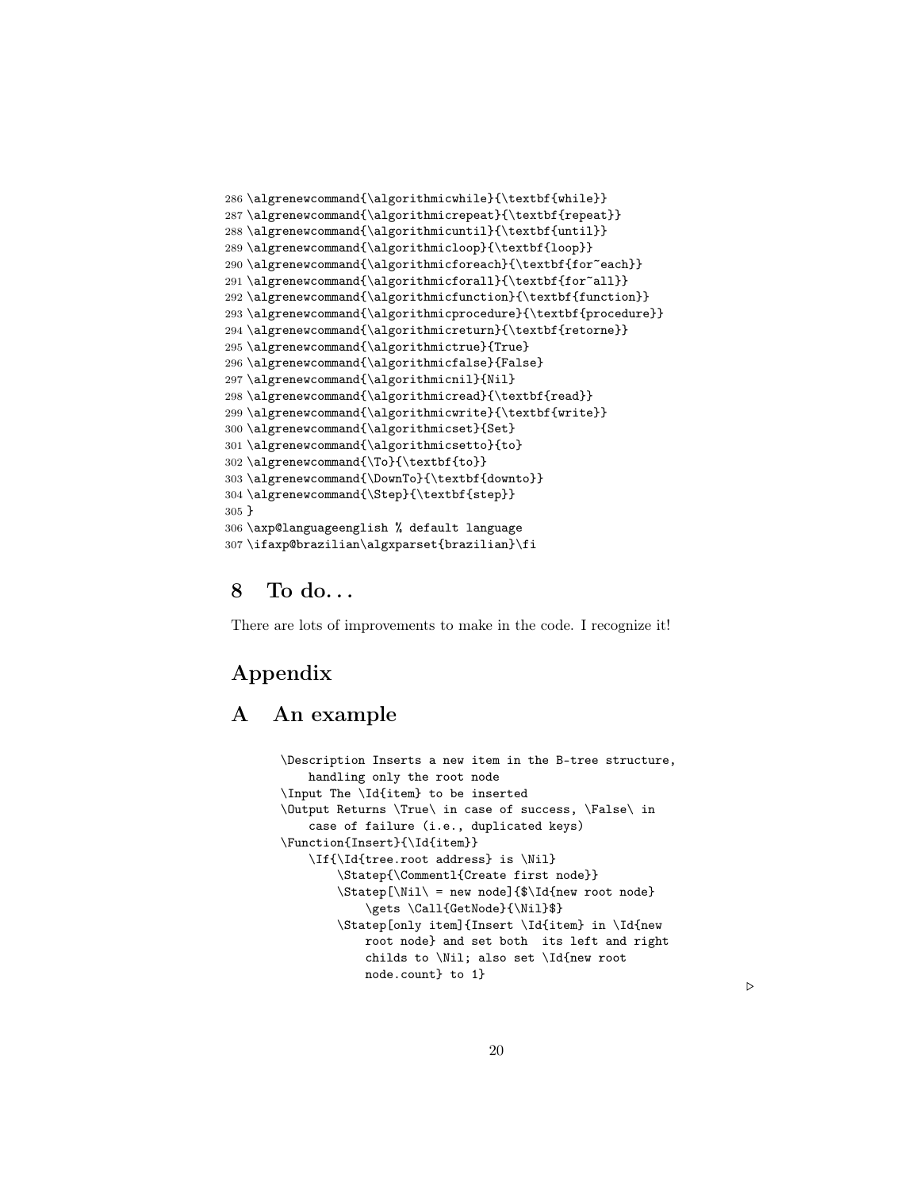```
286 \algrenewcommand{\algorithmicwhile}{\textbf{while}}
287 \algrenewcommand{\algorithmicrepeat}{\textbf{repeat}}
288 \algrenewcommand{\algorithmicuntil}{\textbf{until}}
289 \algrenewcommand{\algorithmicloop}{\textbf{loop}}
290 \algrenewcommand{\algorithmicforeach}{\textbf{for~each}}
291 \algrenewcommand{\algorithmicforall}{\textbf{for~all}}
292 \algrenewcommand{\algorithmicfunction}{\textbf{function}}
293 \algrenewcommand{\algorithmicprocedure}{\textbf{procedure}}
294 \algrenewcommand{\algorithmicreturn}{\textbf{retorne}}
295 \algrenewcommand{\algorithmictrue}{True}
296 \algrenewcommand{\algorithmicfalse}{False}
297 \algrenewcommand{\algorithmicnil}{Nil}
298 \algrenewcommand{\algorithmicread}{\textbf{read}}
299 \algrenewcommand{\algorithmicwrite}{\textbf{write}}
300 \algrenewcommand{\algorithmicset}{Set}
301 \algrenewcommand{\algorithmicsetto}{to}
302 \algrenewcommand{\To}{\textbf{to}}
303 \algrenewcommand{\DownTo}{\textbf{downto}}
304 \algrenewcommand{\Step}{\textbf{step}}
305 }
306 \axp@languageenglish % default language
307 \ifaxp@brazilian\algxparset{brazilian}\fi
```

## 8 To do...

There are lots of improvements to make in the code. I recognize it!

# Appendix

## A An example

```
\Description Inserts a new item in the B-tree structure,
    handling only the root node
\Input The \Id{item} to be inserted
\Output Returns \True\ in case of success, \False\ in
    case of failure (i.e., duplicated keys)
\Function{Insert}{\Id{item}}
    \If{\Id{tree.root address} is \Nil}
        \Statep{\Commentl{Create first node}}
        \Statep[\Nil\ = new node]{$\Id{new root node}
            \gets \Call{GetNode}{\Nil}$}
        \Statep[only item]{Insert \Id{item} in \Id{new
            root node} and set both  its left and right
            childs to \Nil; also set \Id{new root
            node.count} to 1}
```

▷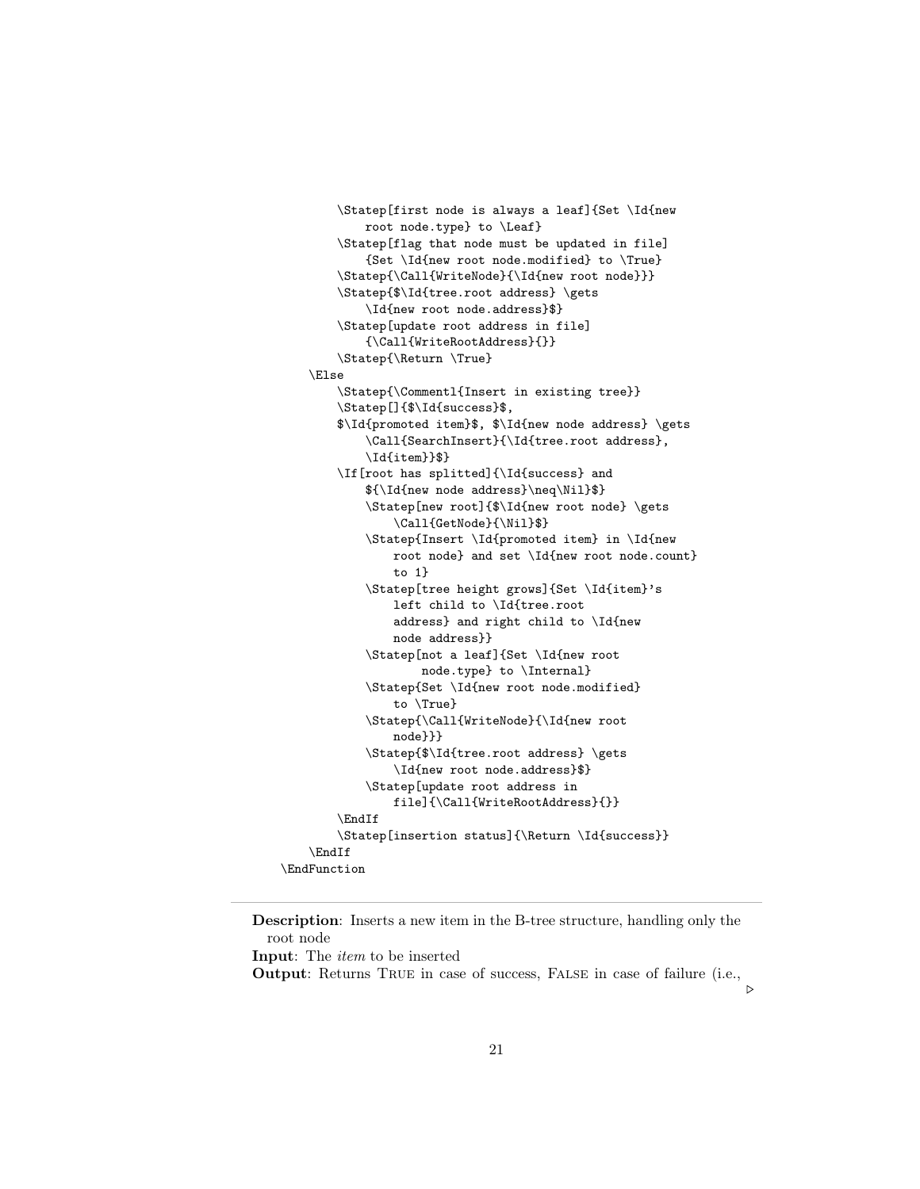```
        \Statep[first node is always a leaf]{Set \Id{new
            root node.type} to \Leaf}
        \Statep[flag that node must be updated in file]
            {Set \Id{new root node.modified} to \True}
        \Statep{\Call{WriteNode}{\Id{new root node}}}
        \Statep{$\Id{tree.root address} \gets
            \Id{new root node.address}$}
        \Statep[update root address in file]
            {\Call{WriteRootAddress}{}}
        \Statep{\Return \True}
    \Else
        \Statep{\Commentl{Insert in existing tree}}
        \Statep[]{$\Id{success}$,
        $\Id{promoted item}$, $\Id{new node address} \gets
            \Call{SearchInsert}{\Id{tree.root address},
            \Id{item}}$}
        \If[root has splitted]{\Id{success} and
            ${\Id{new node address}\neq\Nil}$}
            \Statep[new root]{$\Id{new root node} \gets
                \Call{GetNode}{\Nil}$}
            \Statep{Insert \Id{promoted item} in \Id{new
                root node} and set \Id{new root node.count}
                to 1}
            \Statep[tree height grows]{Set \Id{item}'s
                left child to \Id{tree.root
                address} and right child to \Id{new
                node address}}
            \Statep[not a leaf]{Set \Id{new root
                    node.type} to \Internal}
            \Statep{Set \Id{new root node.modified}
                to \True}
            \Statep{\Call{WriteNode}{\Id{new root
                node}}}
            \Statep{$\Id{tree.root address} \gets
                \Id{new root node.address}$}
            \Statep[update root address in
                file]{\Call{WriteRootAddress}{}}
        \EndIf
        \Statep[insertion status]{\Return \Id{success}}
    \EndIf
\EndFunction
```

---

**Description**: Inserts a new item in the B-tree structure, handling only the root node

**Input**: The *item* to be inserted

**Output**: Returns TRUE in case of success, FALSE in case of failure (i.e., ▷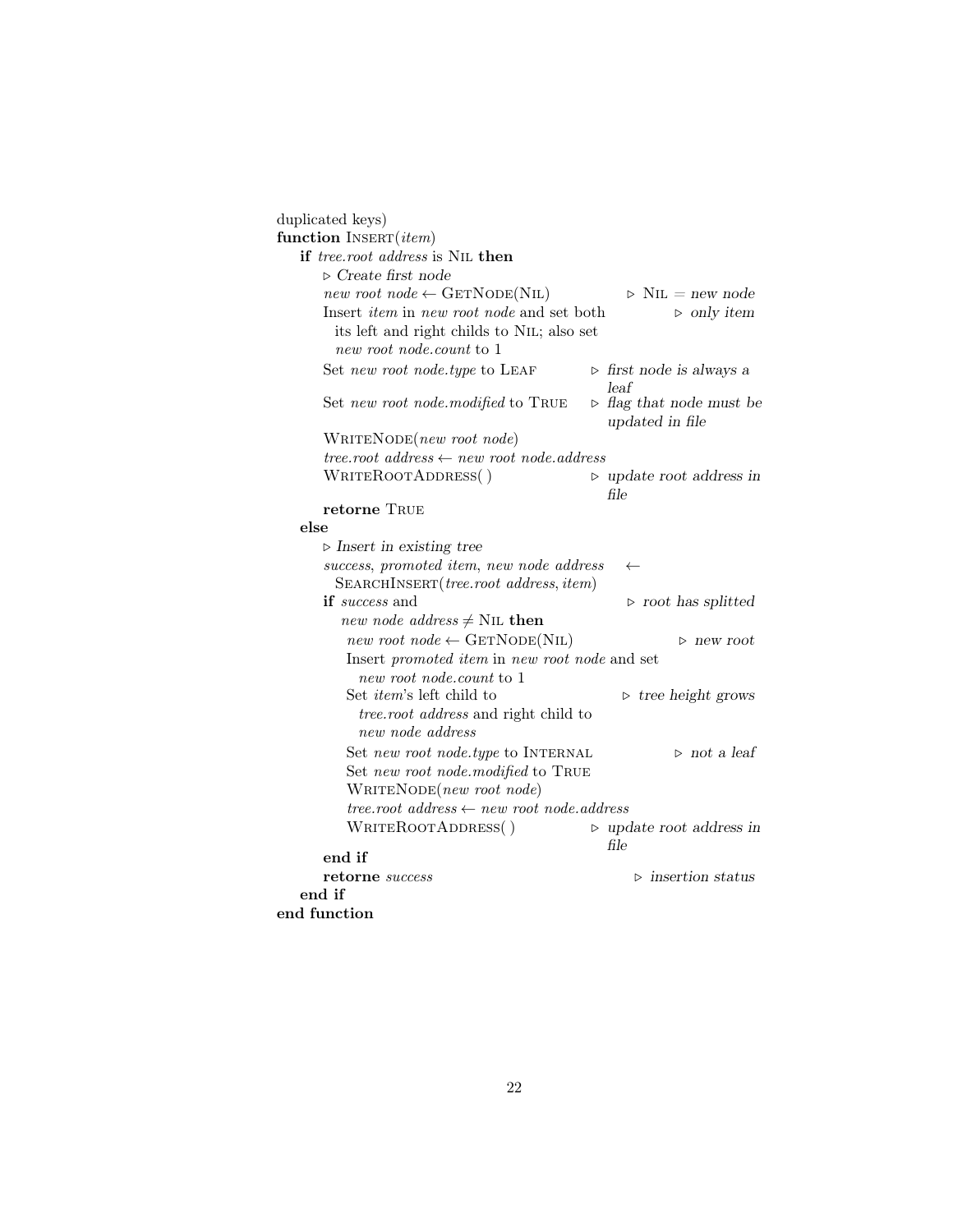duplicated keys)

```
function INSERT(item)
    if tree.root address is NIL then
        ▷ Create first node
        new root node ← GETNODE(NIL)                          ▷ NIL = new node
        Insert item in new root node and set both                  ▷ only item
          its left and right childs to NIL; also set
          new root node.count to 1
        Set new root node.type to LEAF              ▷ first node is always a
                                                      leaf
        Set new root node.modified to TRUE          ▷ flag that node must be
                                                      updated in file
        WRITENODE(new root node)
        tree.root address ← new root node.address
        WRITEROOTADDRESS( )                         ▷ update root address in
                                                      file
        retorne TRUE
    else
        ▷ Insert in existing tree
        success, promoted item, new node address    ←
          SEARCHINSERT(tree.root address, item)
        if success and                                      ▷ root has splitted
          new node address ≠ NIL then
            new root node ← GETNODE(NIL)                           ▷ new root
            Insert promoted item in new root node and set
              new root node.count to 1
            Set item's left child to                       ▷ tree height grows
              tree.root address and right child to
              new node address
            Set new root node.type to INTERNAL                    ▷ not a leaf
            Set new root node.modified to TRUE
            WRITENODE(new root node)
            tree.root address ← new root node.address
            WRITEROOTADDRESS( )                     ▷ update root address in
                                                      file
        end if
        retorne success                                   ▷ insertion status
    end if
end function
```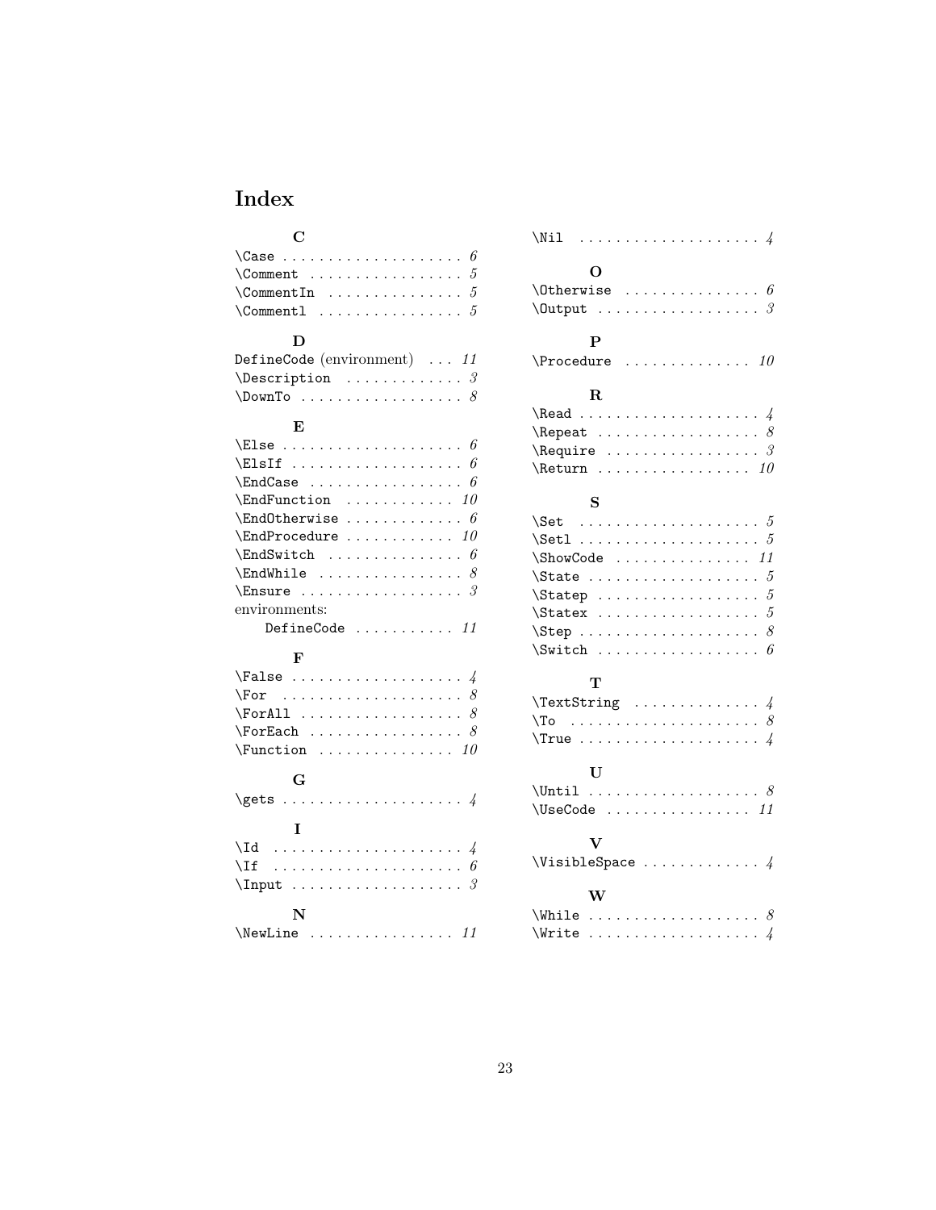# Index

**C**

\Case . . . . . . . . . . . . . . . . . . . . 6
\Comment . . . . . . . . . . . . . . . . . 5
\CommentIn . . . . . . . . . . . . . . . 5
\Commentl . . . . . . . . . . . . . . . . 5

**D**

DefineCode (environment) . . . 11
\Description . . . . . . . . . . . . . 3
\DownTo . . . . . . . . . . . . . . . . . . 8

**E**

\Else . . . . . . . . . . . . . . . . . . . . 6
\ElsIf . . . . . . . . . . . . . . . . . . . 6
\EndCase . . . . . . . . . . . . . . . . . 6
\EndFunction . . . . . . . . . . . . 10
\EndOtherwise . . . . . . . . . . . . . 6
\EndProcedure . . . . . . . . . . . . 10
\EndSwitch . . . . . . . . . . . . . . . 6
\EndWhile . . . . . . . . . . . . . . . . 8
\Ensure . . . . . . . . . . . . . . . . . . 3
environments:
    DefineCode . . . . . . . . . . . 11

**F**

\False . . . . . . . . . . . . . . . . . . . 4
\For . . . . . . . . . . . . . . . . . . . . 8
\ForAll . . . . . . . . . . . . . . . . . . 8
\ForEach . . . . . . . . . . . . . . . . . 8
\Function . . . . . . . . . . . . . . . 10

**G**

\gets . . . . . . . . . . . . . . . . . . . . 4

**I**

\Id . . . . . . . . . . . . . . . . . . . . . 4
\If . . . . . . . . . . . . . . . . . . . . . 6
\Input . . . . . . . . . . . . . . . . . . . 3

**N**

\NewLine . . . . . . . . . . . . . . . . 11
\Nil . . . . . . . . . . . . . . . . . . . . 4

**O**

\Otherwise . . . . . . . . . . . . . . . 6
\Output . . . . . . . . . . . . . . . . . . 3

**P**

\Procedure . . . . . . . . . . . . . . 10

**R**

\Read . . . . . . . . . . . . . . . . . . . . 4
\Repeat . . . . . . . . . . . . . . . . . . 8
\Require . . . . . . . . . . . . . . . . . 3
\Return . . . . . . . . . . . . . . . . . 10

**S**

\Set . . . . . . . . . . . . . . . . . . . . 5
\Setl . . . . . . . . . . . . . . . . . . . . 5
\ShowCode . . . . . . . . . . . . . . . 11
\State . . . . . . . . . . . . . . . . . . . 5
\Statep . . . . . . . . . . . . . . . . . . 5
\Statex . . . . . . . . . . . . . . . . . . 5
\Step . . . . . . . . . . . . . . . . . . . . 8
\Switch . . . . . . . . . . . . . . . . . . 6

**T**

\TextString . . . . . . . . . . . . . . 4
\To . . . . . . . . . . . . . . . . . . . . . 8
\True . . . . . . . . . . . . . . . . . . . . 4

**U**

\Until . . . . . . . . . . . . . . . . . . . 8
\UseCode . . . . . . . . . . . . . . . . 11

**V**

\VisibleSpace . . . . . . . . . . . . . 4

**W**

\While . . . . . . . . . . . . . . . . . . . 8
\Write . . . . . . . . . . . . . . . . . . . 4